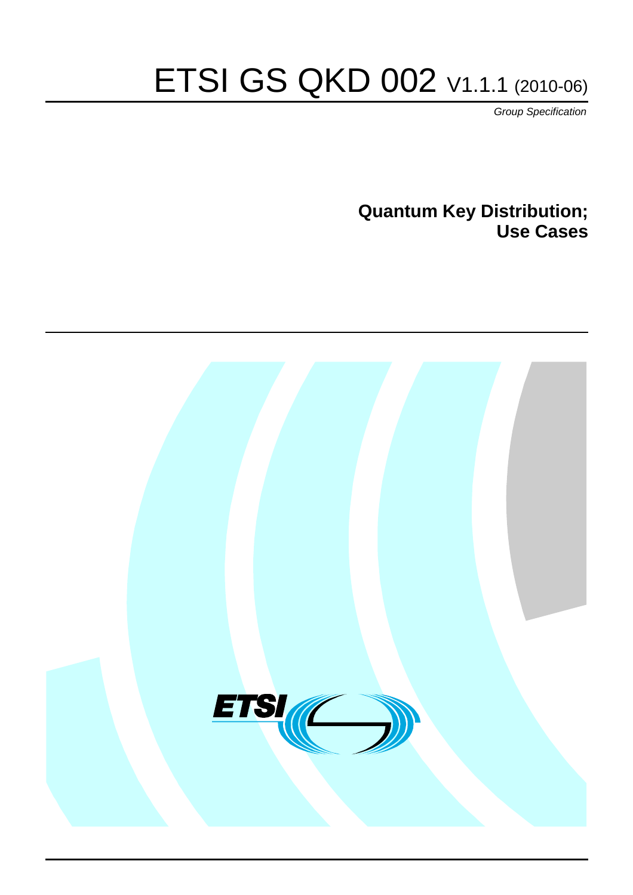# ETSI GS QKD 002 V1.1.1 (2010-06)

*Group Specification*

## Quantum Key Distribution; Use Cases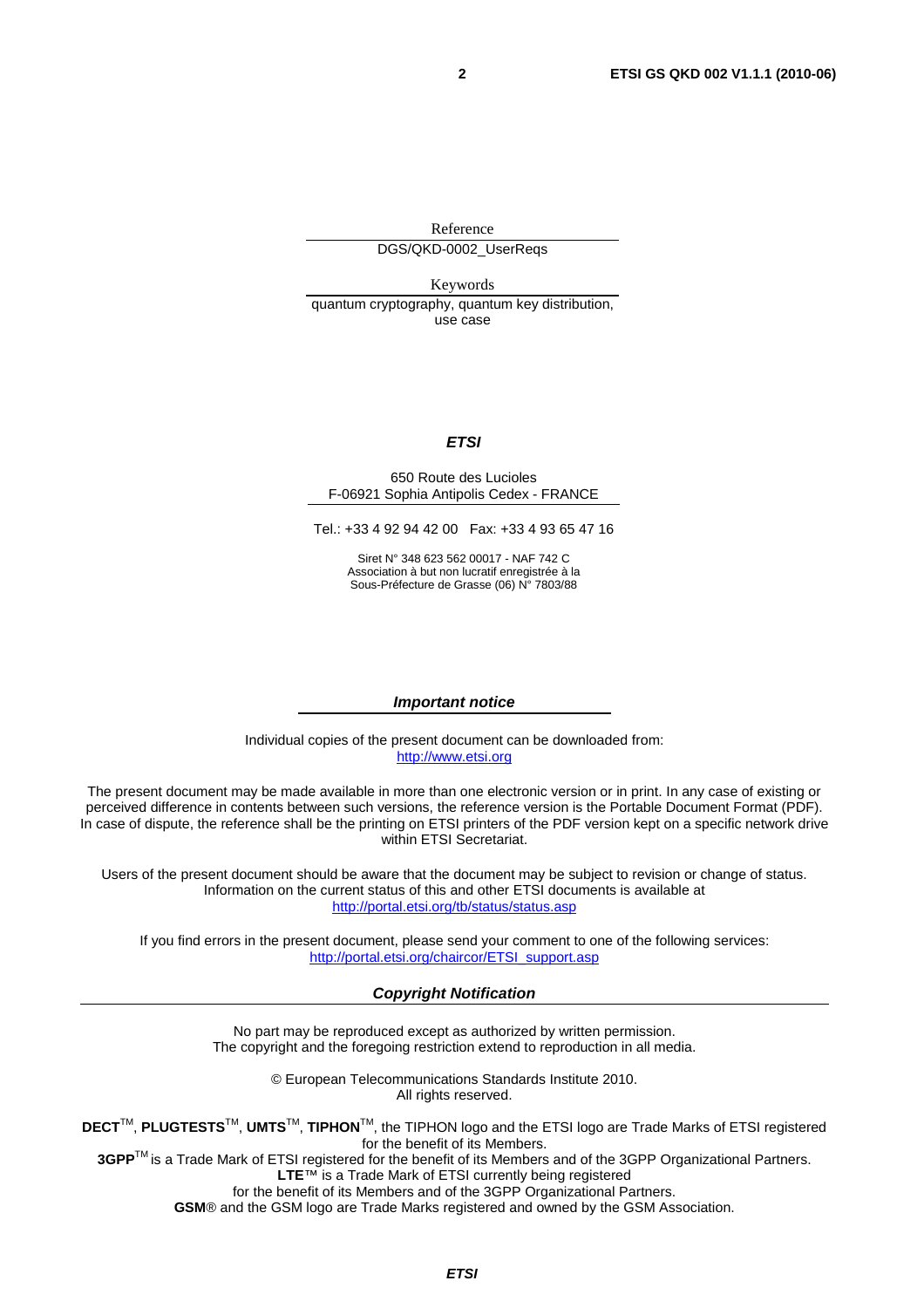Reference

DGS/QKD-0002_UserReqs

Keywords

quantum cryptography, quantum key distribution, use case

***ETSI***

650 Route des Lucioles
F-06921 Sophia Antipolis Cedex - FRANCE

Tel.: +33 4 92 94 42 00 Fax: +33 4 93 65 47 16

Siret N° 348 623 562 00017 - NAF 742 C
Association à but non lucratif enregistrée à la
Sous-Préfecture de Grasse (06) N° 7803/88

***Important notice***

Individual copies of the present document can be downloaded from:
http://www.etsi.org

The present document may be made available in more than one electronic version or in print. In any case of existing or perceived difference in contents between such versions, the reference version is the Portable Document Format (PDF). In case of dispute, the reference shall be the printing on ETSI printers of the PDF version kept on a specific network drive within ETSI Secretariat.

Users of the present document should be aware that the document may be subject to revision or change of status. Information on the current status of this and other ETSI documents is available at
http://portal.etsi.org/tb/status/status.asp

If you find errors in the present document, please send your comment to one of the following services:
http://portal.etsi.org/chaircor/ETSI_support.asp

***Copyright Notification***

No part may be reproduced except as authorized by written permission.
The copyright and the foregoing restriction extend to reproduction in all media.

© European Telecommunications Standards Institute 2010.
All rights reserved.

**DECT**™, **PLUGTESTS**™, **UMTS**™, **TIPHON**™, the TIPHON logo and the ETSI logo are Trade Marks of ETSI registered for the benefit of its Members.
**3GPP**™ is a Trade Mark of ETSI registered for the benefit of its Members and of the 3GPP Organizational Partners.
**LTE**™ is a Trade Mark of ETSI currently being registered
for the benefit of its Members and of the 3GPP Organizational Partners.
**GSM**® and the GSM logo are Trade Marks registered and owned by the GSM Association.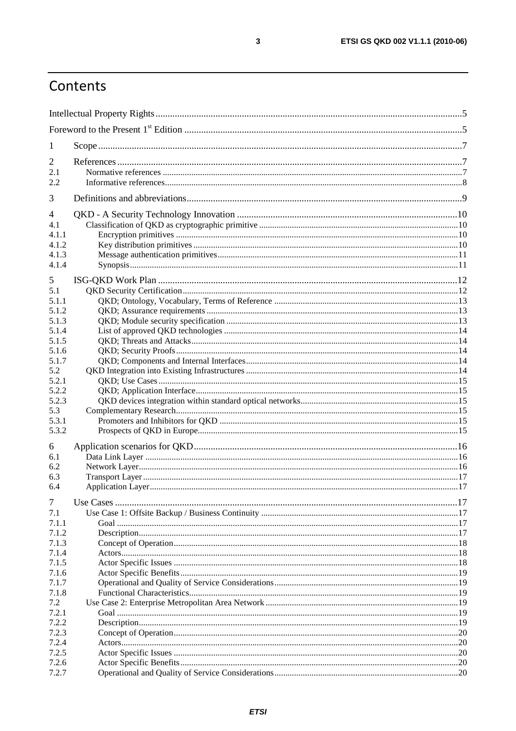# Contents

Intellectual Property Rights ..... 5
Foreword to the Present 1st Edition ..... 5

1 Scope ..... 7

2 References ..... 7
2.1 Normative references ..... 7
2.2 Informative references ..... 8

3 Definitions and abbreviations ..... 9

4 QKD - A Security Technology Innovation ..... 10
4.1 Classification of QKD as cryptographic primitive ..... 10
4.1.1 Encryption primitives ..... 10
4.1.2 Key distribution primitives ..... 10
4.1.3 Message authentication primitives ..... 11
4.1.4 Synopsis ..... 11

5 ISG-QKD Work Plan ..... 12
5.1 QKD Security Certification ..... 12
5.1.1 QKD; Ontology, Vocabulary, Terms of Reference ..... 13
5.1.2 QKD; Assurance requirements ..... 13
5.1.3 QKD; Module security specification ..... 13
5.1.4 List of approved QKD technologies ..... 14
5.1.5 QKD; Threats and Attacks ..... 14
5.1.6 QKD; Security Proofs ..... 14
5.1.7 QKD; Components and Internal Interfaces ..... 14
5.2 QKD Integration into Existing Infrastructures ..... 14
5.2.1 QKD; Use Cases ..... 15
5.2.2 QKD; Application Interface ..... 15
5.2.3 QKD devices integration within standard optical networks ..... 15
5.3 Complementary Research ..... 15
5.3.1 Promoters and Inhibitors for QKD ..... 15
5.3.2 Prospects of QKD in Europe ..... 15

6 Application scenarios for QKD ..... 16
6.1 Data Link Layer ..... 16
6.2 Network Layer ..... 16
6.3 Transport Layer ..... 17
6.4 Application Layer ..... 17

7 Use Cases ..... 17
7.1 Use Case 1: Offsite Backup / Business Continuity ..... 17
7.1.1 Goal ..... 17
7.1.2 Description ..... 17
7.1.3 Concept of Operation ..... 18
7.1.4 Actors ..... 18
7.1.5 Actor Specific Issues ..... 18
7.1.6 Actor Specific Benefits ..... 19
7.1.7 Operational and Quality of Service Considerations ..... 19
7.1.8 Functional Characteristics ..... 19
7.2 Use Case 2: Enterprise Metropolitan Area Network ..... 19
7.2.1 Goal ..... 19
7.2.2 Description ..... 19
7.2.3 Concept of Operation ..... 20
7.2.4 Actors ..... 20
7.2.5 Actor Specific Issues ..... 20
7.2.6 Actor Specific Benefits ..... 20
7.2.7 Operational and Quality of Service Considerations ..... 20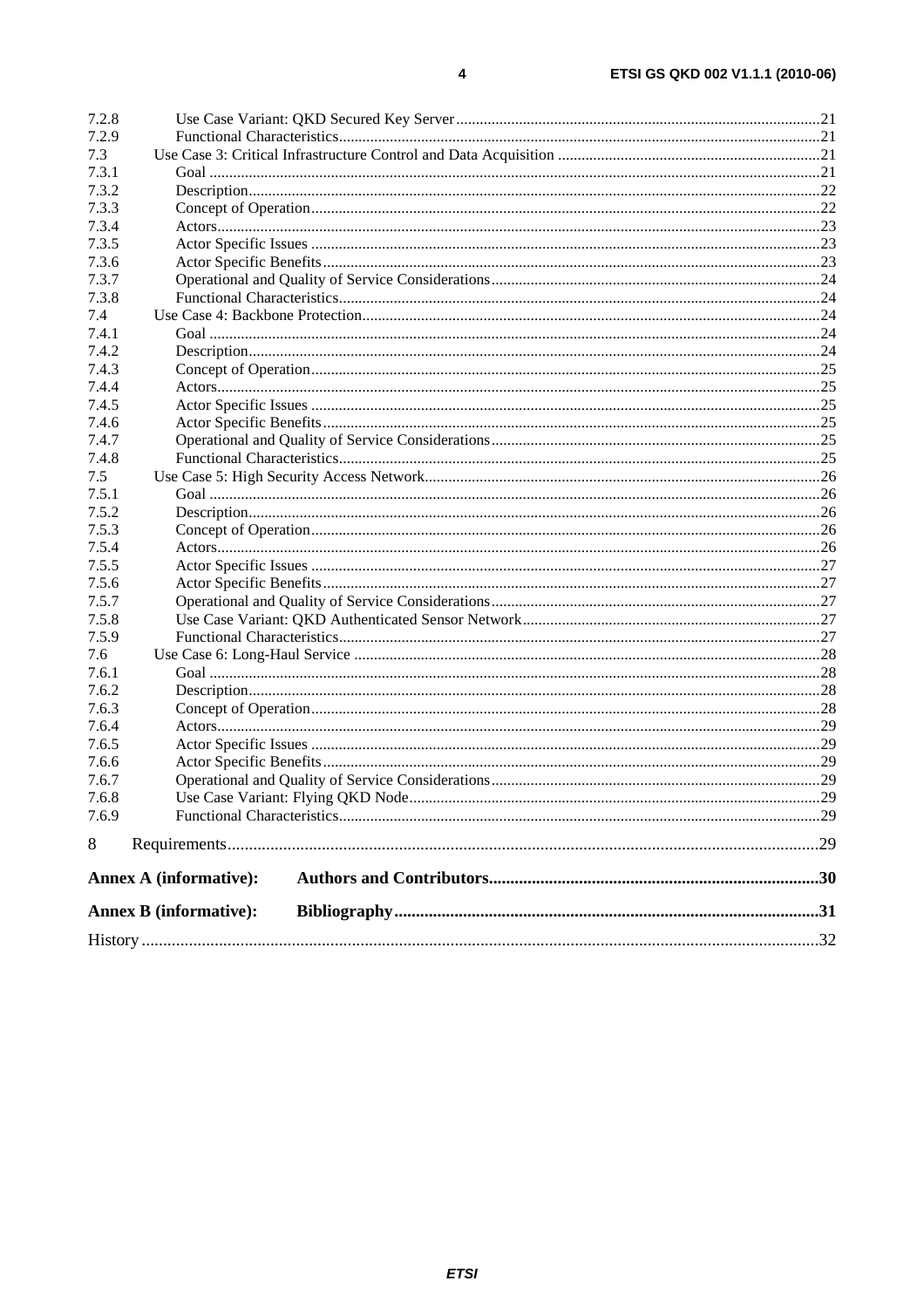7.2.8 Use Case Variant: QKD Secured Key Server ....21
7.2.9 Functional Characteristics ....21
7.3 Use Case 3: Critical Infrastructure Control and Data Acquisition ....21
7.3.1 Goal ....21
7.3.2 Description ....22
7.3.3 Concept of Operation ....22
7.3.4 Actors ....23
7.3.5 Actor Specific Issues ....23
7.3.6 Actor Specific Benefits ....23
7.3.7 Operational and Quality of Service Considerations ....24
7.3.8 Functional Characteristics ....24
7.4 Use Case 4: Backbone Protection ....24
7.4.1 Goal ....24
7.4.2 Description ....24
7.4.3 Concept of Operation ....25
7.4.4 Actors ....25
7.4.5 Actor Specific Issues ....25
7.4.6 Actor Specific Benefits ....25
7.4.7 Operational and Quality of Service Considerations ....25
7.4.8 Functional Characteristics ....25
7.5 Use Case 5: High Security Access Network ....26
7.5.1 Goal ....26
7.5.2 Description ....26
7.5.3 Concept of Operation ....26
7.5.4 Actors ....26
7.5.5 Actor Specific Issues ....27
7.5.6 Actor Specific Benefits ....27
7.5.7 Operational and Quality of Service Considerations ....27
7.5.8 Use Case Variant: QKD Authenticated Sensor Network ....27
7.5.9 Functional Characteristics ....27
7.6 Use Case 6: Long-Haul Service ....28
7.6.1 Goal ....28
7.6.2 Description ....28
7.6.3 Concept of Operation ....28
7.6.4 Actors ....29
7.6.5 Actor Specific Issues ....29
7.6.6 Actor Specific Benefits ....29
7.6.7 Operational and Quality of Service Considerations ....29
7.6.8 Use Case Variant: Flying QKD Node ....29
7.6.9 Functional Characteristics ....29

8 Requirements ....29

**Annex A (informative): Authors and Contributors ....30**

**Annex B (informative): Bibliography ....31**

History ....32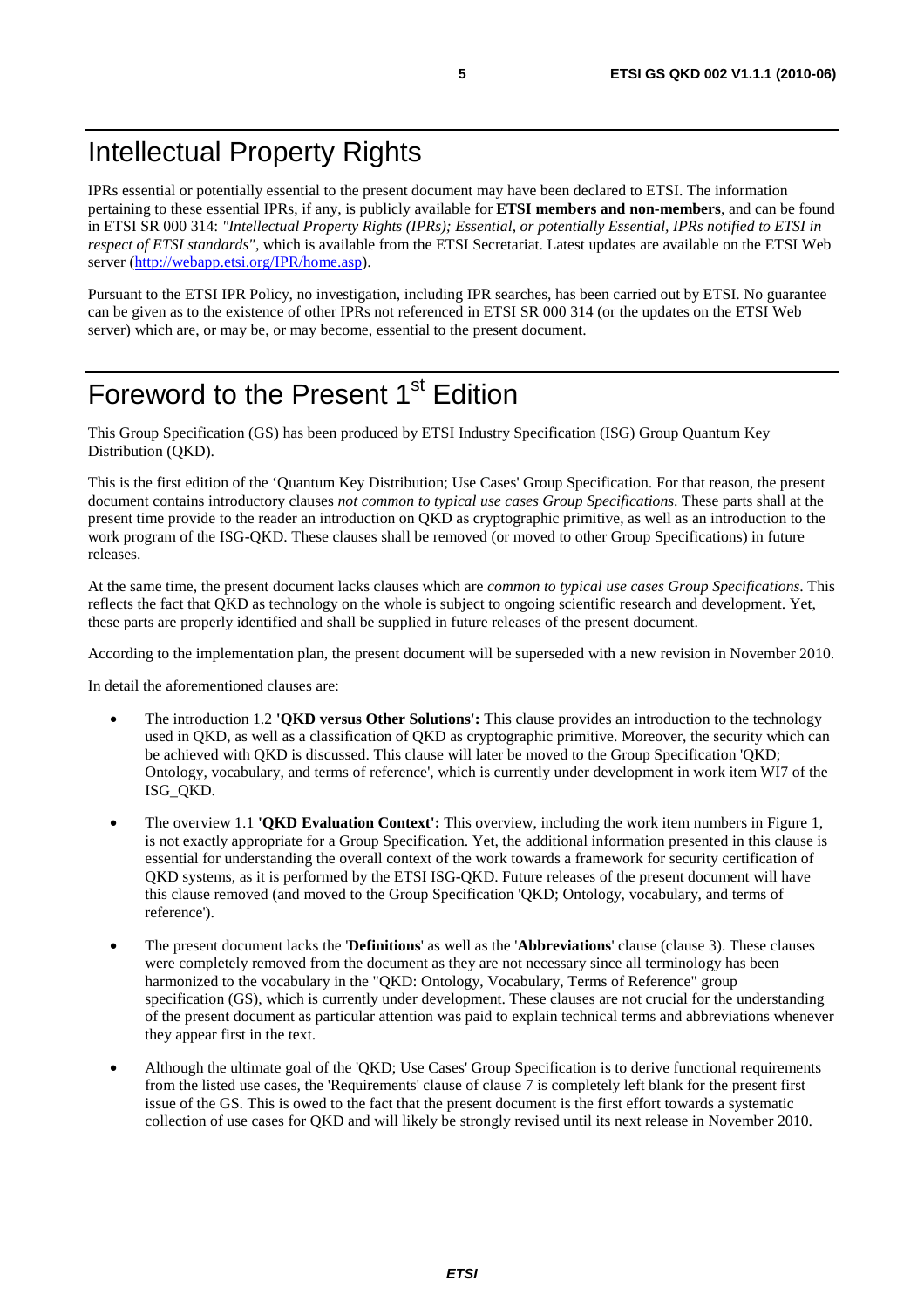# Intellectual Property Rights

IPRs essential or potentially essential to the present document may have been declared to ETSI. The information pertaining to these essential IPRs, if any, is publicly available for **ETSI members and non-members**, and can be found in ETSI SR 000 314: *"Intellectual Property Rights (IPRs); Essential, or potentially Essential, IPRs notified to ETSI in respect of ETSI standards"*, which is available from the ETSI Secretariat. Latest updates are available on the ETSI Web server (http://webapp.etsi.org/IPR/home.asp).

Pursuant to the ETSI IPR Policy, no investigation, including IPR searches, has been carried out by ETSI. No guarantee can be given as to the existence of other IPRs not referenced in ETSI SR 000 314 (or the updates on the ETSI Web server) which are, or may be, or may become, essential to the present document.

# Foreword to the Present 1st Edition

This Group Specification (GS) has been produced by ETSI Industry Specification (ISG) Group Quantum Key Distribution (QKD).

This is the first edition of the 'Quantum Key Distribution; Use Cases' Group Specification. For that reason, the present document contains introductory clauses *not common to typical use cases Group Specifications*. These parts shall at the present time provide to the reader an introduction on QKD as cryptographic primitive, as well as an introduction to the work program of the ISG-QKD. These clauses shall be removed (or moved to other Group Specifications) in future releases.

At the same time, the present document lacks clauses which are *common to typical use cases Group Specifications*. This reflects the fact that QKD as technology on the whole is subject to ongoing scientific research and development. Yet, these parts are properly identified and shall be supplied in future releases of the present document.

According to the implementation plan, the present document will be superseded with a new revision in November 2010.

In detail the aforementioned clauses are:

- The introduction 1.2 **'QKD versus Other Solutions':** This clause provides an introduction to the technology used in QKD, as well as a classification of QKD as cryptographic primitive. Moreover, the security which can be achieved with QKD is discussed. This clause will later be moved to the Group Specification 'QKD; Ontology, vocabulary, and terms of reference', which is currently under development in work item WI7 of the ISG_QKD.
- The overview 1.1 **'QKD Evaluation Context':** This overview, including the work item numbers in Figure 1, is not exactly appropriate for a Group Specification. Yet, the additional information presented in this clause is essential for understanding the overall context of the work towards a framework for security certification of QKD systems, as it is performed by the ETSI ISG-QKD. Future releases of the present document will have this clause removed (and moved to the Group Specification 'QKD; Ontology, vocabulary, and terms of reference').
- The present document lacks the '**Definitions**' as well as the '**Abbreviations**' clause (clause 3). These clauses were completely removed from the document as they are not necessary since all terminology has been harmonized to the vocabulary in the "QKD: Ontology, Vocabulary, Terms of Reference" group specification (GS), which is currently under development. These clauses are not crucial for the understanding of the present document as particular attention was paid to explain technical terms and abbreviations whenever they appear first in the text.
- Although the ultimate goal of the 'QKD; Use Cases' Group Specification is to derive functional requirements from the listed use cases, the 'Requirements' clause of clause 7 is completely left blank for the present first issue of the GS. This is owed to the fact that the present document is the first effort towards a systematic collection of use cases for QKD and will likely be strongly revised until its next release in November 2010.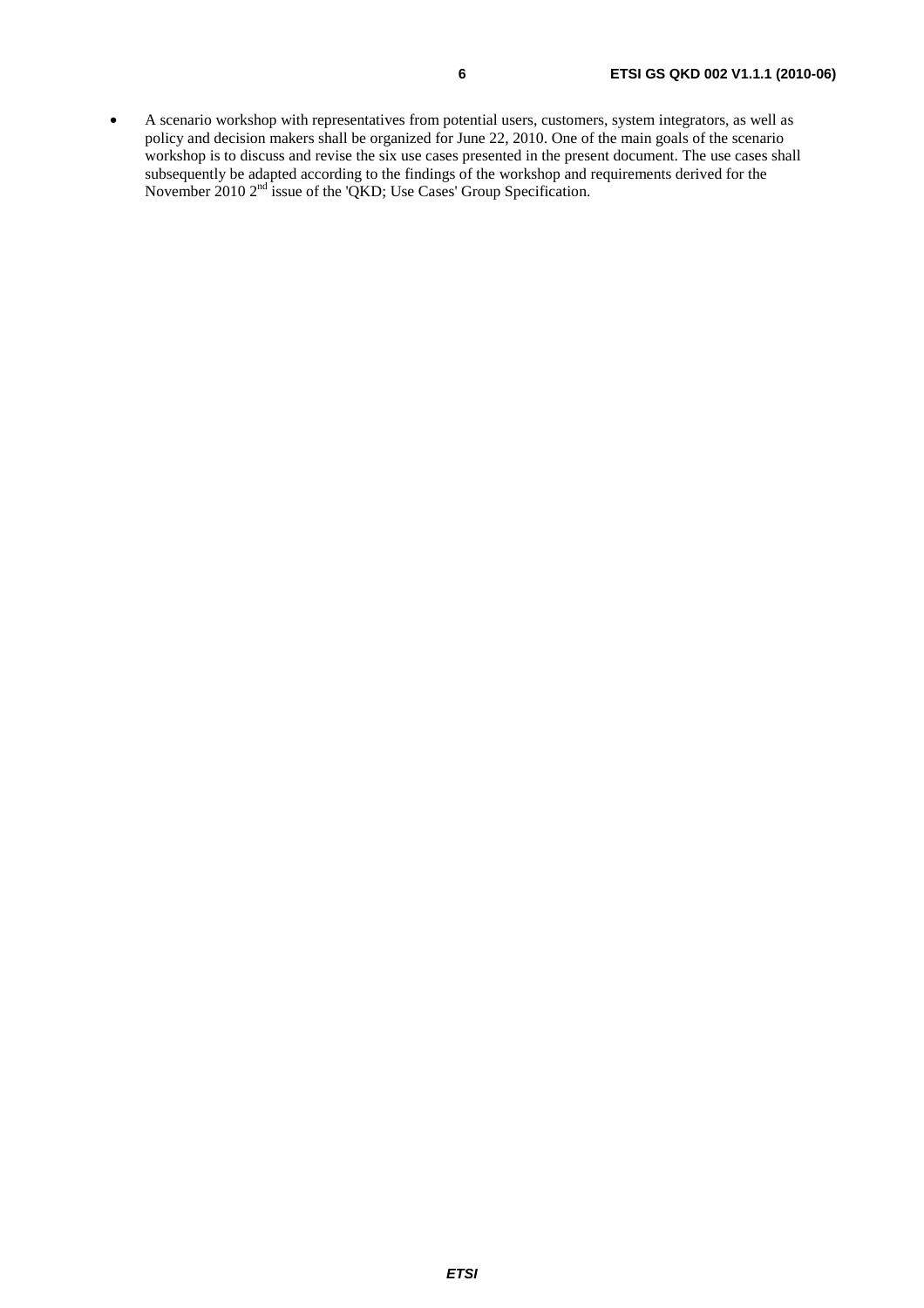- A scenario workshop with representatives from potential users, customers, system integrators, as well as policy and decision makers shall be organized for June 22, 2010. One of the main goals of the scenario workshop is to discuss and revise the six use cases presented in the present document. The use cases shall subsequently be adapted according to the findings of the workshop and requirements derived for the November 2010 2nd issue of the 'QKD; Use Cases' Group Specification.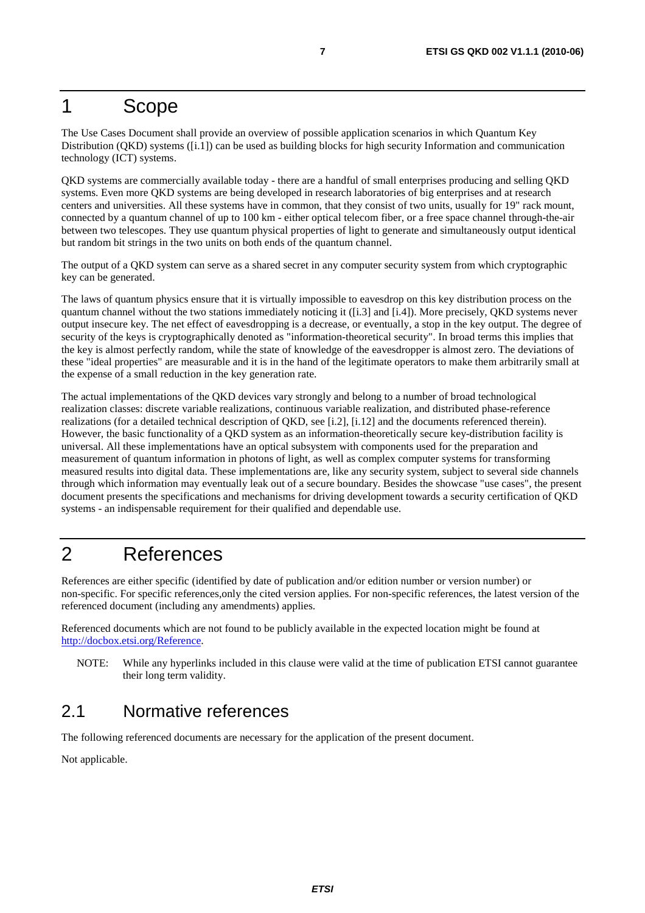# 1 Scope

The Use Cases Document shall provide an overview of possible application scenarios in which Quantum Key Distribution (QKD) systems ([i.1]) can be used as building blocks for high security Information and communication technology (ICT) systems.

QKD systems are commercially available today - there are a handful of small enterprises producing and selling QKD systems. Even more QKD systems are being developed in research laboratories of big enterprises and at research centers and universities. All these systems have in common, that they consist of two units, usually for 19" rack mount, connected by a quantum channel of up to 100 km - either optical telecom fiber, or a free space channel through-the-air between two telescopes. They use quantum physical properties of light to generate and simultaneously output identical but random bit strings in the two units on both ends of the quantum channel.

The output of a QKD system can serve as a shared secret in any computer security system from which cryptographic key can be generated.

The laws of quantum physics ensure that it is virtually impossible to eavesdrop on this key distribution process on the quantum channel without the two stations immediately noticing it ([i.3] and [i.4]). More precisely, QKD systems never output insecure key. The net effect of eavesdropping is a decrease, or eventually, a stop in the key output. The degree of security of the keys is cryptographically denoted as "information-theoretical security". In broad terms this implies that the key is almost perfectly random, while the state of knowledge of the eavesdropper is almost zero. The deviations of these "ideal properties" are measurable and it is in the hand of the legitimate operators to make them arbitrarily small at the expense of a small reduction in the key generation rate.

The actual implementations of the QKD devices vary strongly and belong to a number of broad technological realization classes: discrete variable realizations, continuous variable realization, and distributed phase-reference realizations (for a detailed technical description of QKD, see [i.2], [i.12] and the documents referenced therein). However, the basic functionality of a QKD system as an information-theoretically secure key-distribution facility is universal. All these implementations have an optical subsystem with components used for the preparation and measurement of quantum information in photons of light, as well as complex computer systems for transforming measured results into digital data. These implementations are, like any security system, subject to several side channels through which information may eventually leak out of a secure boundary. Besides the showcase "use cases", the present document presents the specifications and mechanisms for driving development towards a security certification of QKD systems - an indispensable requirement for their qualified and dependable use.

# 2 References

References are either specific (identified by date of publication and/or edition number or version number) or non-specific. For specific references,only the cited version applies. For non-specific references, the latest version of the referenced document (including any amendments) applies.

Referenced documents which are not found to be publicly available in the expected location might be found at http://docbox.etsi.org/Reference.

NOTE: While any hyperlinks included in this clause were valid at the time of publication ETSI cannot guarantee their long term validity.

## 2.1 Normative references

The following referenced documents are necessary for the application of the present document.

Not applicable.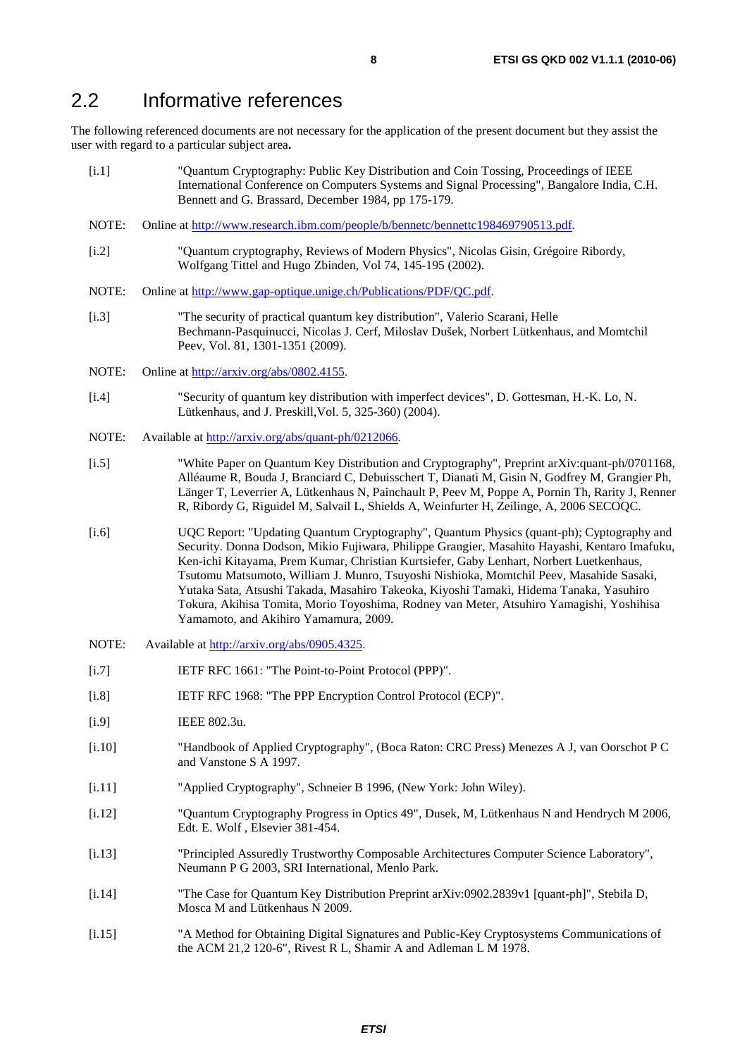## 2.2 Informative references

The following referenced documents are not necessary for the application of the present document but they assist the user with regard to a particular subject area**.**

[i.1] "Quantum Cryptography: Public Key Distribution and Coin Tossing, Proceedings of IEEE International Conference on Computers Systems and Signal Processing", Bangalore India, C.H. Bennett and G. Brassard, December 1984, pp 175-179.

NOTE: Online at http://www.research.ibm.com/people/b/bennetc/bennettc198469790513.pdf.

[i.2] "Quantum cryptography, Reviews of Modern Physics", Nicolas Gisin, Grégoire Ribordy, Wolfgang Tittel and Hugo Zbinden, Vol 74, 145-195 (2002).

NOTE: Online at http://www.gap-optique.unige.ch/Publications/PDF/QC.pdf.

[i.3] "The security of practical quantum key distribution", Valerio Scarani, Helle Bechmann-Pasquinucci, Nicolas J. Cerf, Miloslav Dušek, Norbert Lütkenhaus, and Momtchil Peev, Vol. 81, 1301-1351 (2009).

NOTE: Online at http://arxiv.org/abs/0802.4155.

[i.4] "Security of quantum key distribution with imperfect devices", D. Gottesman, H.-K. Lo, N. Lütkenhaus, and J. Preskill,Vol. 5, 325-360) (2004).

NOTE: Available at http://arxiv.org/abs/quant-ph/0212066.

[i.5] "White Paper on Quantum Key Distribution and Cryptography", Preprint arXiv:quant-ph/0701168, Alléaume R, Bouda J, Branciard C, Debuisschert T, Dianati M, Gisin N, Godfrey M, Grangier Ph, Länger T, Leverrier A, Lütkenhaus N, Painchault P, Peev M, Poppe A, Pornin Th, Rarity J, Renner R, Ribordy G, Riguidel M, Salvail L, Shields A, Weinfurter H, Zeilinge, A, 2006 SECOQC.

[i.6] UQC Report: "Updating Quantum Cryptography", Quantum Physics (quant-ph); Cyptography and Security. Donna Dodson, Mikio Fujiwara, Philippe Grangier, Masahito Hayashi, Kentaro Imafuku, Ken-ichi Kitayama, Prem Kumar, Christian Kurtsiefer, Gaby Lenhart, Norbert Luetkenhaus, Tsutomu Matsumoto, William J. Munro, Tsuyoshi Nishioka, Momtchil Peev, Masahide Sasaki, Yutaka Sata, Atsushi Takada, Masahiro Takeoka, Kiyoshi Tamaki, Hidema Tanaka, Yasuhiro Tokura, Akihisa Tomita, Morio Toyoshima, Rodney van Meter, Atsuhiro Yamagishi, Yoshihisa Yamamoto, and Akihiro Yamamura, 2009.

NOTE: Available at http://arxiv.org/abs/0905.4325.

[i.7] IETF RFC 1661: "The Point-to-Point Protocol (PPP)".

[i.8] IETF RFC 1968: "The PPP Encryption Control Protocol (ECP)".

[i.9] IEEE 802.3u.

[i.10] "Handbook of Applied Cryptography", (Boca Raton: CRC Press) Menezes A J, van Oorschot P C and Vanstone S A 1997.

[i.11] "Applied Cryptography", Schneier B 1996, (New York: John Wiley).

[i.12] "Quantum Cryptography Progress in Optics 49", Dusek, M, Lütkenhaus N and Hendrych M 2006, Edt. E. Wolf , Elsevier 381-454.

[i.13] "Principled Assuredly Trustworthy Composable Architectures Computer Science Laboratory", Neumann P G 2003, SRI International, Menlo Park.

[i.14] "The Case for Quantum Key Distribution Preprint arXiv:0902.2839v1 [quant-ph]", Stebila D, Mosca M and Lütkenhaus N 2009.

[i.15] "A Method for Obtaining Digital Signatures and Public-Key Cryptosystems Communications of the ACM 21,2 120-6", Rivest R L, Shamir A and Adleman L M 1978.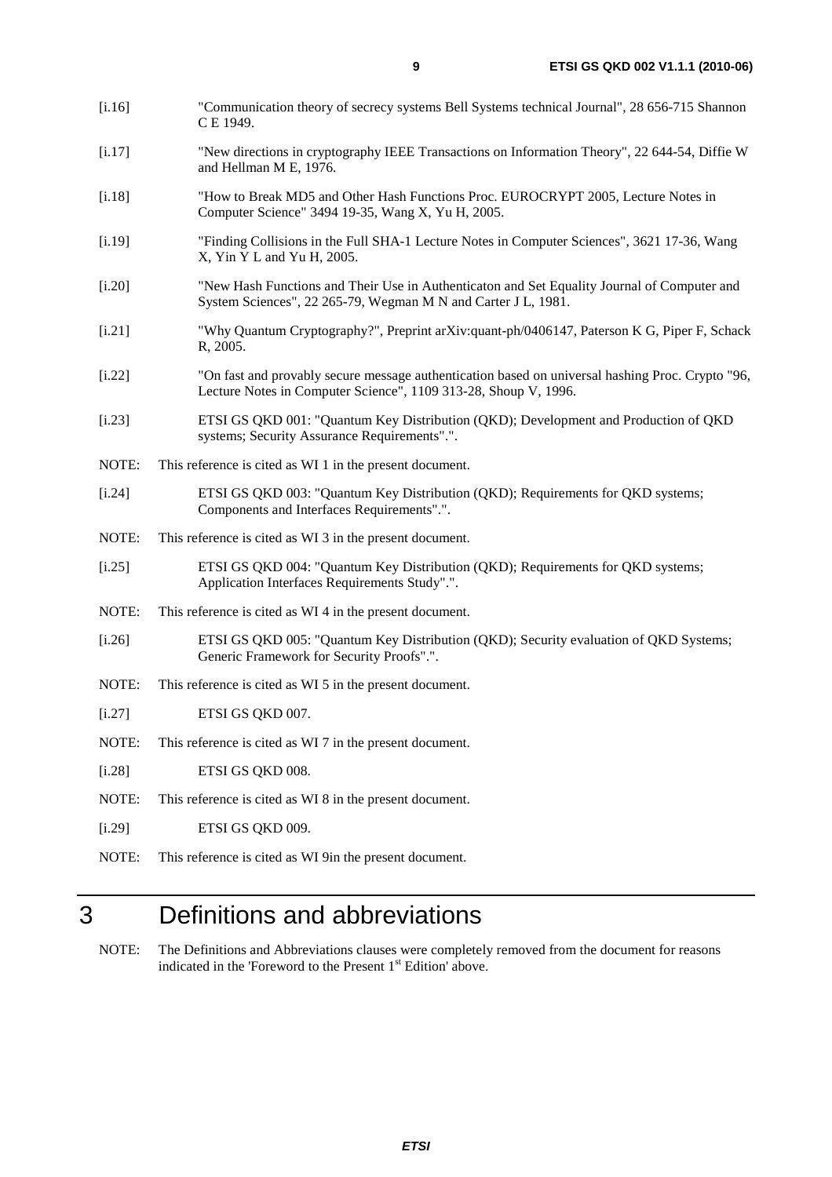[i.16] "Communication theory of secrecy systems Bell Systems technical Journal", 28 656-715 Shannon C E 1949.

[i.17] "New directions in cryptography IEEE Transactions on Information Theory", 22 644-54, Diffie W and Hellman M E, 1976.

[i.18] "How to Break MD5 and Other Hash Functions Proc. EUROCRYPT 2005, Lecture Notes in Computer Science" 3494 19-35, Wang X, Yu H, 2005.

[i.19] "Finding Collisions in the Full SHA-1 Lecture Notes in Computer Sciences", 3621 17-36, Wang X, Yin Y L and Yu H, 2005.

[i.20] "New Hash Functions and Their Use in Authenticaton and Set Equality Journal of Computer and System Sciences", 22 265-79, Wegman M N and Carter J L, 1981.

[i.21] "Why Quantum Cryptography?", Preprint arXiv:quant-ph/0406147, Paterson K G, Piper F, Schack R, 2005.

[i.22] "On fast and provably secure message authentication based on universal hashing Proc. Crypto "96, Lecture Notes in Computer Science", 1109 313-28, Shoup V, 1996.

[i.23] ETSI GS QKD 001: "Quantum Key Distribution (QKD); Development and Production of QKD systems; Security Assurance Requirements".".

NOTE: This reference is cited as WI 1 in the present document.

[i.24] ETSI GS QKD 003: "Quantum Key Distribution (QKD); Requirements for QKD systems; Components and Interfaces Requirements".".

NOTE: This reference is cited as WI 3 in the present document.

[i.25] ETSI GS QKD 004: "Quantum Key Distribution (QKD); Requirements for QKD systems; Application Interfaces Requirements Study".".

NOTE: This reference is cited as WI 4 in the present document.

[i.26] ETSI GS QKD 005: "Quantum Key Distribution (QKD); Security evaluation of QKD Systems; Generic Framework for Security Proofs".".

NOTE: This reference is cited as WI 5 in the present document.

[i.27] ETSI GS QKD 007.

NOTE: This reference is cited as WI 7 in the present document.

[i.28] ETSI GS QKD 008.

NOTE: This reference is cited as WI 8 in the present document.

[i.29] ETSI GS QKD 009.

NOTE: This reference is cited as WI 9in the present document.

# 3 Definitions and abbreviations

NOTE: The Definitions and Abbreviations clauses were completely removed from the document for reasons indicated in the 'Foreword to the Present 1st Edition' above.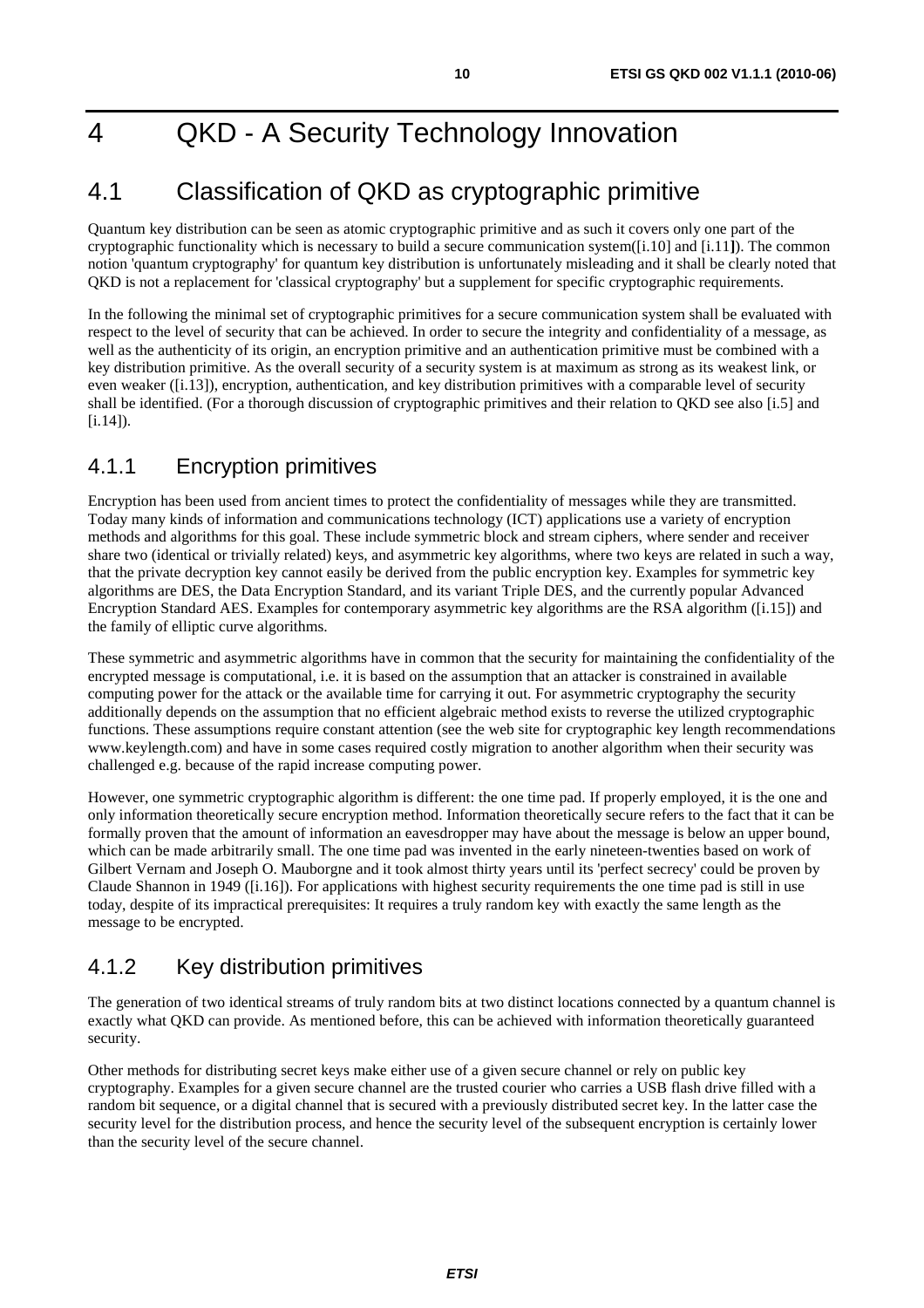# 4 QKD - A Security Technology Innovation

## 4.1 Classification of QKD as cryptographic primitive

Quantum key distribution can be seen as atomic cryptographic primitive and as such it covers only one part of the cryptographic functionality which is necessary to build a secure communication system([i.10] and [i.11]). The common notion 'quantum cryptography' for quantum key distribution is unfortunately misleading and it shall be clearly noted that QKD is not a replacement for 'classical cryptography' but a supplement for specific cryptographic requirements.

In the following the minimal set of cryptographic primitives for a secure communication system shall be evaluated with respect to the level of security that can be achieved. In order to secure the integrity and confidentiality of a message, as well as the authenticity of its origin, an encryption primitive and an authentication primitive must be combined with a key distribution primitive. As the overall security of a security system is at maximum as strong as its weakest link, or even weaker ([i.13]), encryption, authentication, and key distribution primitives with a comparable level of security shall be identified. (For a thorough discussion of cryptographic primitives and their relation to QKD see also [i.5] and [i.14]).

### 4.1.1 Encryption primitives

Encryption has been used from ancient times to protect the confidentiality of messages while they are transmitted. Today many kinds of information and communications technology (ICT) applications use a variety of encryption methods and algorithms for this goal. These include symmetric block and stream ciphers, where sender and receiver share two (identical or trivially related) keys, and asymmetric key algorithms, where two keys are related in such a way, that the private decryption key cannot easily be derived from the public encryption key. Examples for symmetric key algorithms are DES, the Data Encryption Standard, and its variant Triple DES, and the currently popular Advanced Encryption Standard AES. Examples for contemporary asymmetric key algorithms are the RSA algorithm ([i.15]) and the family of elliptic curve algorithms.

These symmetric and asymmetric algorithms have in common that the security for maintaining the confidentiality of the encrypted message is computational, i.e. it is based on the assumption that an attacker is constrained in available computing power for the attack or the available time for carrying it out. For asymmetric cryptography the security additionally depends on the assumption that no efficient algebraic method exists to reverse the utilized cryptographic functions. These assumptions require constant attention (see the web site for cryptographic key length recommendations www.keylength.com) and have in some cases required costly migration to another algorithm when their security was challenged e.g. because of the rapid increase computing power.

However, one symmetric cryptographic algorithm is different: the one time pad. If properly employed, it is the one and only information theoretically secure encryption method. Information theoretically secure refers to the fact that it can be formally proven that the amount of information an eavesdropper may have about the message is below an upper bound, which can be made arbitrarily small. The one time pad was invented in the early nineteen-twenties based on work of Gilbert Vernam and Joseph O. Mauborgne and it took almost thirty years until its 'perfect secrecy' could be proven by Claude Shannon in 1949 ([i.16]). For applications with highest security requirements the one time pad is still in use today, despite of its impractical prerequisites: It requires a truly random key with exactly the same length as the message to be encrypted.

### 4.1.2 Key distribution primitives

The generation of two identical streams of truly random bits at two distinct locations connected by a quantum channel is exactly what QKD can provide. As mentioned before, this can be achieved with information theoretically guaranteed security.

Other methods for distributing secret keys make either use of a given secure channel or rely on public key cryptography. Examples for a given secure channel are the trusted courier who carries a USB flash drive filled with a random bit sequence, or a digital channel that is secured with a previously distributed secret key. In the latter case the security level for the distribution process, and hence the security level of the subsequent encryption is certainly lower than the security level of the secure channel.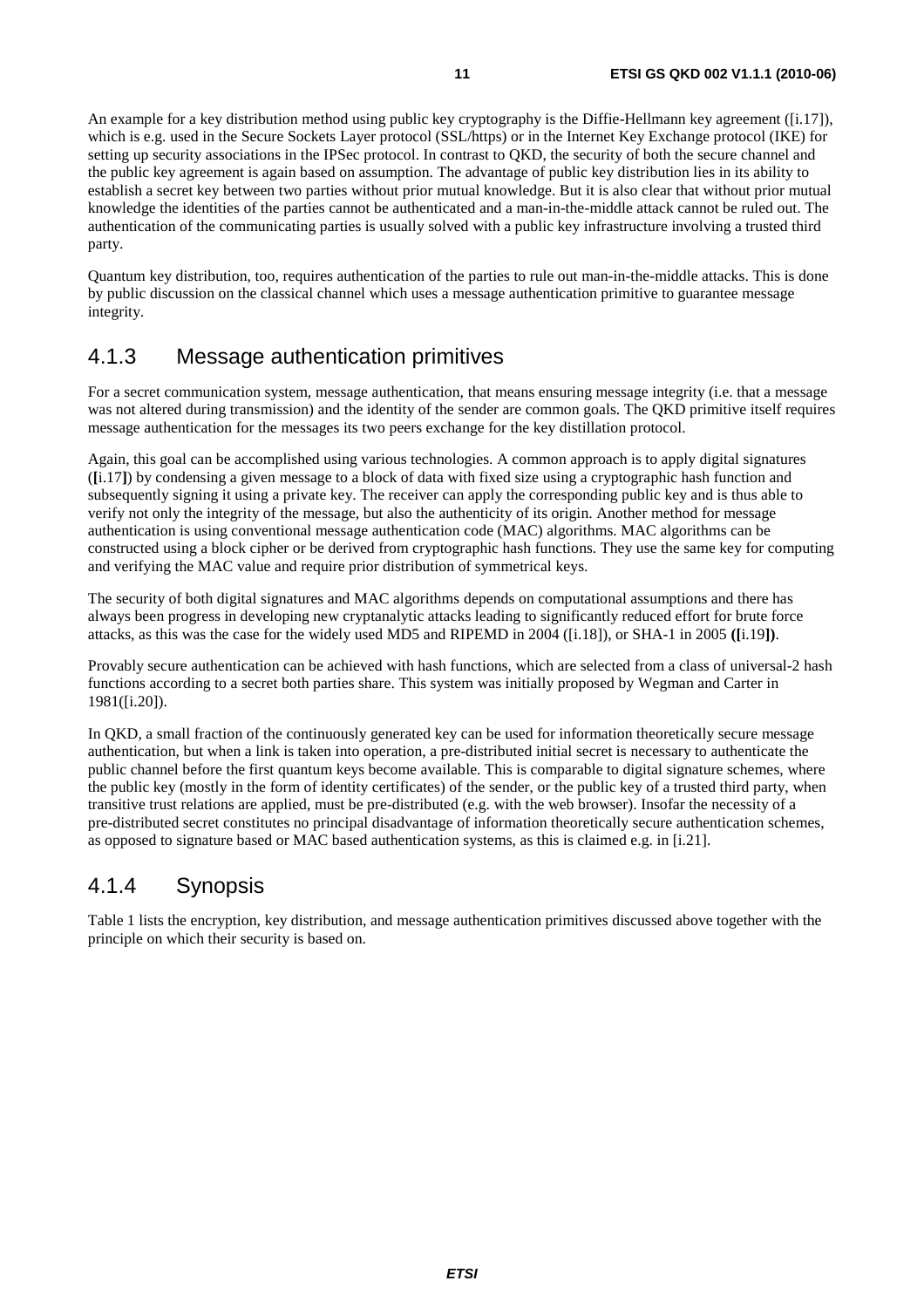An example for a key distribution method using public key cryptography is the Diffie-Hellmann key agreement ([i.17]), which is e.g. used in the Secure Sockets Layer protocol (SSL/https) or in the Internet Key Exchange protocol (IKE) for setting up security associations in the IPSec protocol. In contrast to QKD, the security of both the secure channel and the public key agreement is again based on assumption. The advantage of public key distribution lies in its ability to establish a secret key between two parties without prior mutual knowledge. But it is also clear that without prior mutual knowledge the identities of the parties cannot be authenticated and a man-in-the-middle attack cannot be ruled out. The authentication of the communicating parties is usually solved with a public key infrastructure involving a trusted third party.

Quantum key distribution, too, requires authentication of the parties to rule out man-in-the-middle attacks. This is done by public discussion on the classical channel which uses a message authentication primitive to guarantee message integrity.

## 4.1.3 Message authentication primitives

For a secret communication system, message authentication, that means ensuring message integrity (i.e. that a message was not altered during transmission) and the identity of the sender are common goals. The QKD primitive itself requires message authentication for the messages its two peers exchange for the key distillation protocol.

Again, this goal can be accomplished using various technologies. A common approach is to apply digital signatures ([i.17]) by condensing a given message to a block of data with fixed size using a cryptographic hash function and subsequently signing it using a private key. The receiver can apply the corresponding public key and is thus able to verify not only the integrity of the message, but also the authenticity of its origin. Another method for message authentication is using conventional message authentication code (MAC) algorithms. MAC algorithms can be constructed using a block cipher or be derived from cryptographic hash functions. They use the same key for computing and verifying the MAC value and require prior distribution of symmetrical keys.

The security of both digital signatures and MAC algorithms depends on computational assumptions and there has always been progress in developing new cryptanalytic attacks leading to significantly reduced effort for brute force attacks, as this was the case for the widely used MD5 and RIPEMD in 2004 ([i.18]), or SHA-1 in 2005 **(**[i.19]**)**.

Provably secure authentication can be achieved with hash functions, which are selected from a class of universal-2 hash functions according to a secret both parties share. This system was initially proposed by Wegman and Carter in 1981([i.20]).

In QKD, a small fraction of the continuously generated key can be used for information theoretically secure message authentication, but when a link is taken into operation, a pre-distributed initial secret is necessary to authenticate the public channel before the first quantum keys become available. This is comparable to digital signature schemes, where the public key (mostly in the form of identity certificates) of the sender, or the public key of a trusted third party, when transitive trust relations are applied, must be pre-distributed (e.g. with the web browser). Insofar the necessity of a pre-distributed secret constitutes no principal disadvantage of information theoretically secure authentication schemes, as opposed to signature based or MAC based authentication systems, as this is claimed e.g. in [i.21].

## 4.1.4 Synopsis

Table 1 lists the encryption, key distribution, and message authentication primitives discussed above together with the principle on which their security is based on.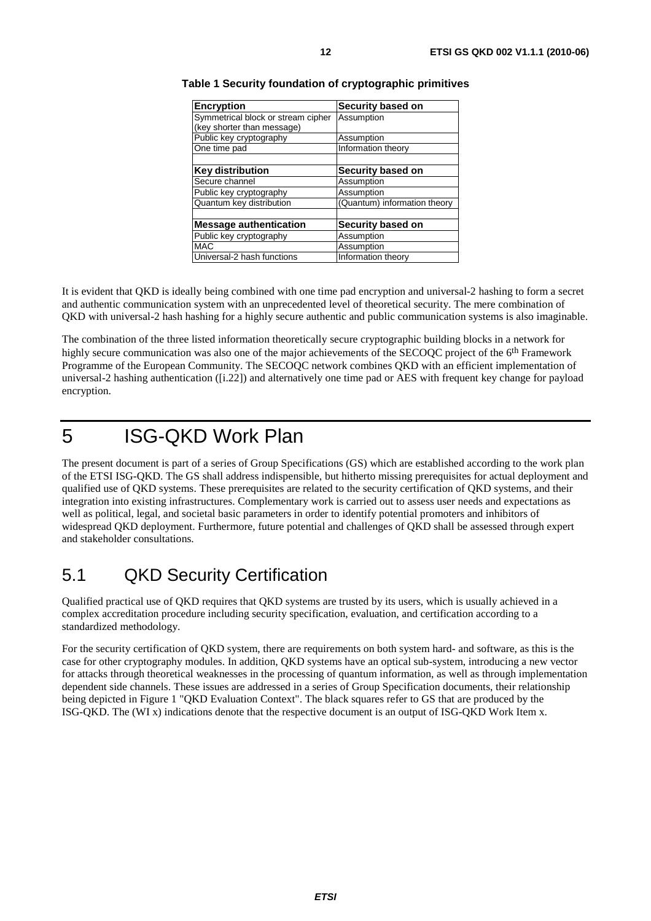**Table 1 Security foundation of cryptographic primitives**

| Encryption | Security based on |
|---|---|
| Symmetrical block or stream cipher (key shorter than message) | Assumption |
| Public key cryptography | Assumption |
| One time pad | Information theory |
| | |
| **Key distribution** | **Security based on** |
| Secure channel | Assumption |
| Public key cryptography | Assumption |
| Quantum key distribution | (Quantum) information theory |
| | |
| **Message authentication** | **Security based on** |
| Public key cryptography | Assumption |
| MAC | Assumption |
| Universal-2 hash functions | Information theory |

It is evident that QKD is ideally being combined with one time pad encryption and universal-2 hashing to form a secret and authentic communication system with an unprecedented level of theoretical security. The mere combination of QKD with universal-2 hash hashing for a highly secure authentic and public communication systems is also imaginable.

The combination of the three listed information theoretically secure cryptographic building blocks in a network for highly secure communication was also one of the major achievements of the SECOQC project of the 6th Framework Programme of the European Community. The SECOQC network combines QKD with an efficient implementation of universal-2 hashing authentication ([i.22]) and alternatively one time pad or AES with frequent key change for payload encryption.

# 5 ISG-QKD Work Plan

The present document is part of a series of Group Specifications (GS) which are established according to the work plan of the ETSI ISG-QKD. The GS shall address indispensible, but hitherto missing prerequisites for actual deployment and qualified use of QKD systems. These prerequisites are related to the security certification of QKD systems, and their integration into existing infrastructures. Complementary work is carried out to assess user needs and expectations as well as political, legal, and societal basic parameters in order to identify potential promoters and inhibitors of widespread QKD deployment. Furthermore, future potential and challenges of QKD shall be assessed through expert and stakeholder consultations.

## 5.1 QKD Security Certification

Qualified practical use of QKD requires that QKD systems are trusted by its users, which is usually achieved in a complex accreditation procedure including security specification, evaluation, and certification according to a standardized methodology.

For the security certification of QKD system, there are requirements on both system hard- and software, as this is the case for other cryptography modules. In addition, QKD systems have an optical sub-system, introducing a new vector for attacks through theoretical weaknesses in the processing of quantum information, as well as through implementation dependent side channels. These issues are addressed in a series of Group Specification documents, their relationship being depicted in Figure 1 "QKD Evaluation Context". The black squares refer to GS that are produced by the ISG-QKD. The (WI x) indications denote that the respective document is an output of ISG-QKD Work Item x.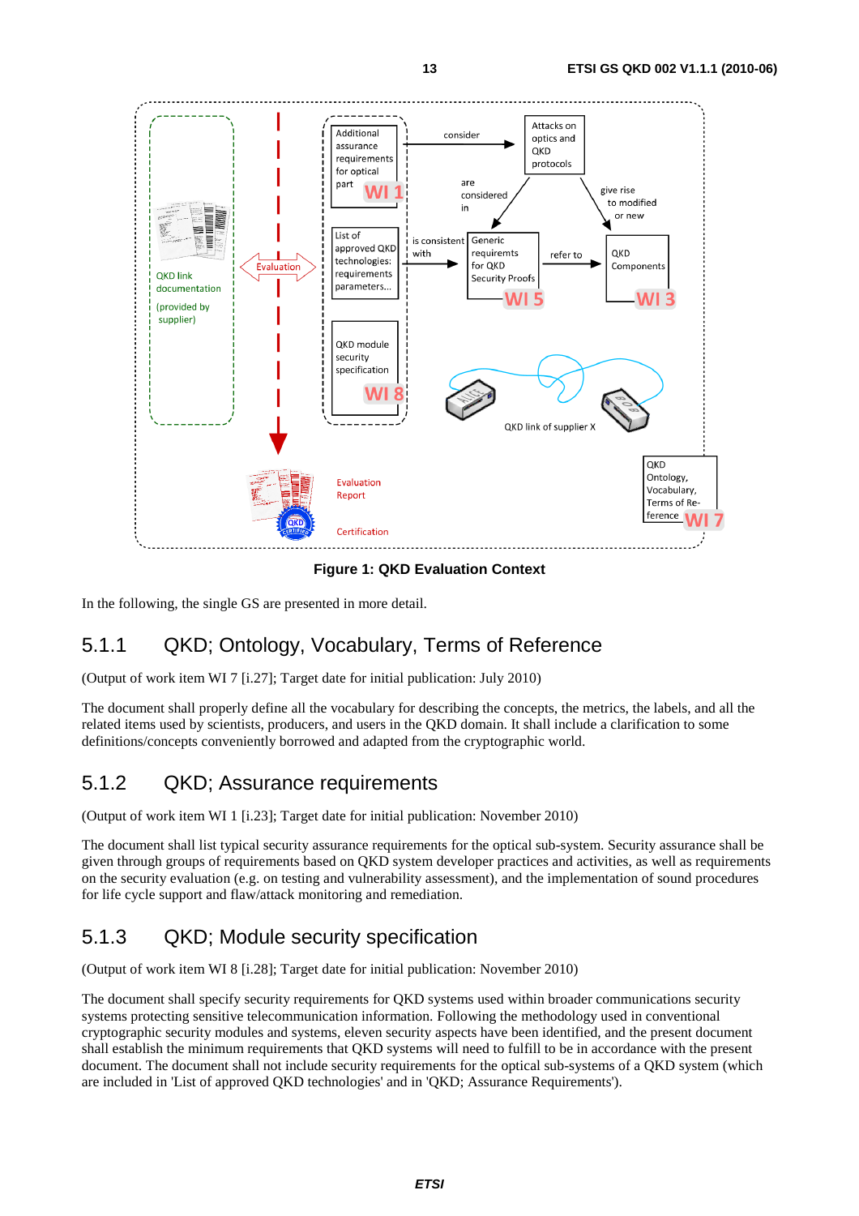**Figure 1: QKD Evaluation Context**

In the following, the single GS are presented in more detail.

### 5.1.1 QKD; Ontology, Vocabulary, Terms of Reference

(Output of work item WI 7 [i.27]; Target date for initial publication: July 2010)

The document shall properly define all the vocabulary for describing the concepts, the metrics, the labels, and all the related items used by scientists, producers, and users in the QKD domain. It shall include a clarification to some definitions/concepts conveniently borrowed and adapted from the cryptographic world.

### 5.1.2 QKD; Assurance requirements

(Output of work item WI 1 [i.23]; Target date for initial publication: November 2010)

The document shall list typical security assurance requirements for the optical sub-system. Security assurance shall be given through groups of requirements based on QKD system developer practices and activities, as well as requirements on the security evaluation (e.g. on testing and vulnerability assessment), and the implementation of sound procedures for life cycle support and flaw/attack monitoring and remediation.

### 5.1.3 QKD; Module security specification

(Output of work item WI 8 [i.28]; Target date for initial publication: November 2010)

The document shall specify security requirements for QKD systems used within broader communications security systems protecting sensitive telecommunication information. Following the methodology used in conventional cryptographic security modules and systems, eleven security aspects have been identified, and the present document shall establish the minimum requirements that QKD systems will need to fulfill to be in accordance with the present document. The document shall not include security requirements for the optical sub-systems of a QKD system (which are included in 'List of approved QKD technologies' and in 'QKD; Assurance Requirements').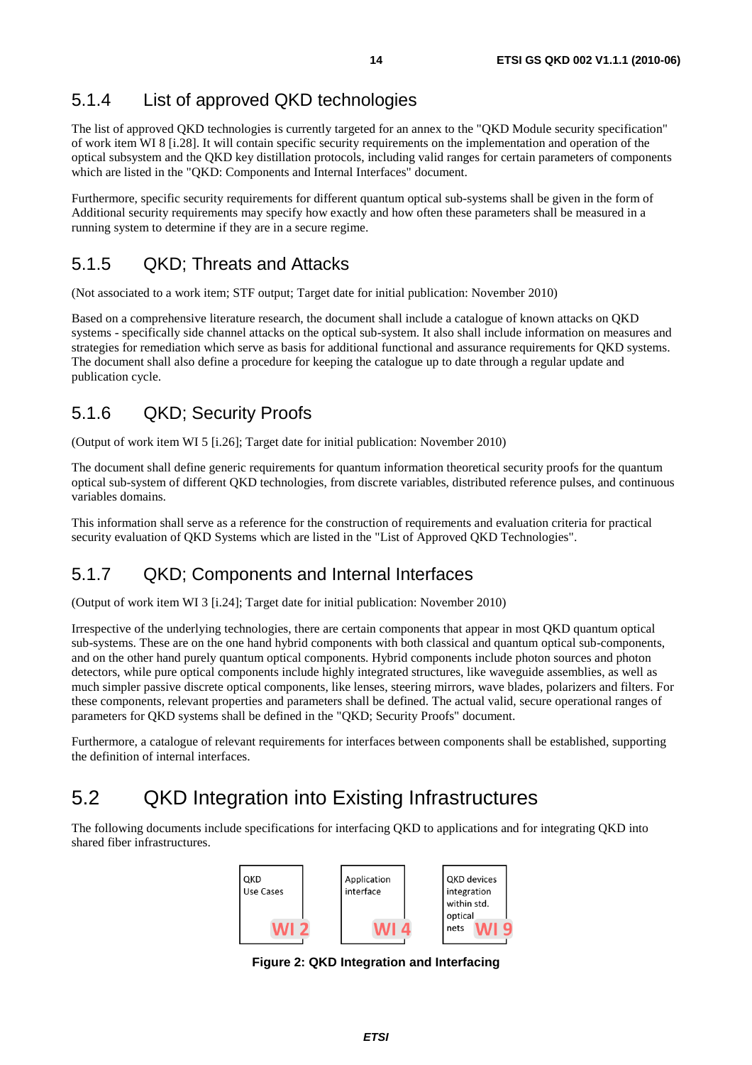### 5.1.4 List of approved QKD technologies

The list of approved QKD technologies is currently targeted for an annex to the "QKD Module security specification" of work item WI 8 [i.28]. It will contain specific security requirements on the implementation and operation of the optical subsystem and the QKD key distillation protocols, including valid ranges for certain parameters of components which are listed in the "QKD: Components and Internal Interfaces" document.

Furthermore, specific security requirements for different quantum optical sub-systems shall be given in the form of Additional security requirements may specify how exactly and how often these parameters shall be measured in a running system to determine if they are in a secure regime.

### 5.1.5 QKD; Threats and Attacks

(Not associated to a work item; STF output; Target date for initial publication: November 2010)

Based on a comprehensive literature research, the document shall include a catalogue of known attacks on QKD systems - specifically side channel attacks on the optical sub-system. It also shall include information on measures and strategies for remediation which serve as basis for additional functional and assurance requirements for QKD systems. The document shall also define a procedure for keeping the catalogue up to date through a regular update and publication cycle.

### 5.1.6 QKD; Security Proofs

(Output of work item WI 5 [i.26]; Target date for initial publication: November 2010)

The document shall define generic requirements for quantum information theoretical security proofs for the quantum optical sub-system of different QKD technologies, from discrete variables, distributed reference pulses, and continuous variables domains.

This information shall serve as a reference for the construction of requirements and evaluation criteria for practical security evaluation of QKD Systems which are listed in the "List of Approved QKD Technologies".

### 5.1.7 QKD; Components and Internal Interfaces

(Output of work item WI 3 [i.24]; Target date for initial publication: November 2010)

Irrespective of the underlying technologies, there are certain components that appear in most QKD quantum optical sub-systems. These are on the one hand hybrid components with both classical and quantum optical sub-components, and on the other hand purely quantum optical components. Hybrid components include photon sources and photon detectors, while pure optical components include highly integrated structures, like waveguide assemblies, as well as much simpler passive discrete optical components, like lenses, steering mirrors, wave blades, polarizers and filters. For these components, relevant properties and parameters shall be defined. The actual valid, secure operational ranges of parameters for QKD systems shall be defined in the "QKD; Security Proofs" document.

Furthermore, a catalogue of relevant requirements for interfaces between components shall be established, supporting the definition of internal interfaces.

## 5.2 QKD Integration into Existing Infrastructures

The following documents include specifications for interfacing QKD to applications and for integrating QKD into shared fiber infrastructures.

| QKD Use Cases WI 2 | Application interface WI 4 | QKD devices integration within std. optical nets WI 9 |
|---|---|---|

**Figure 2: QKD Integration and Interfacing**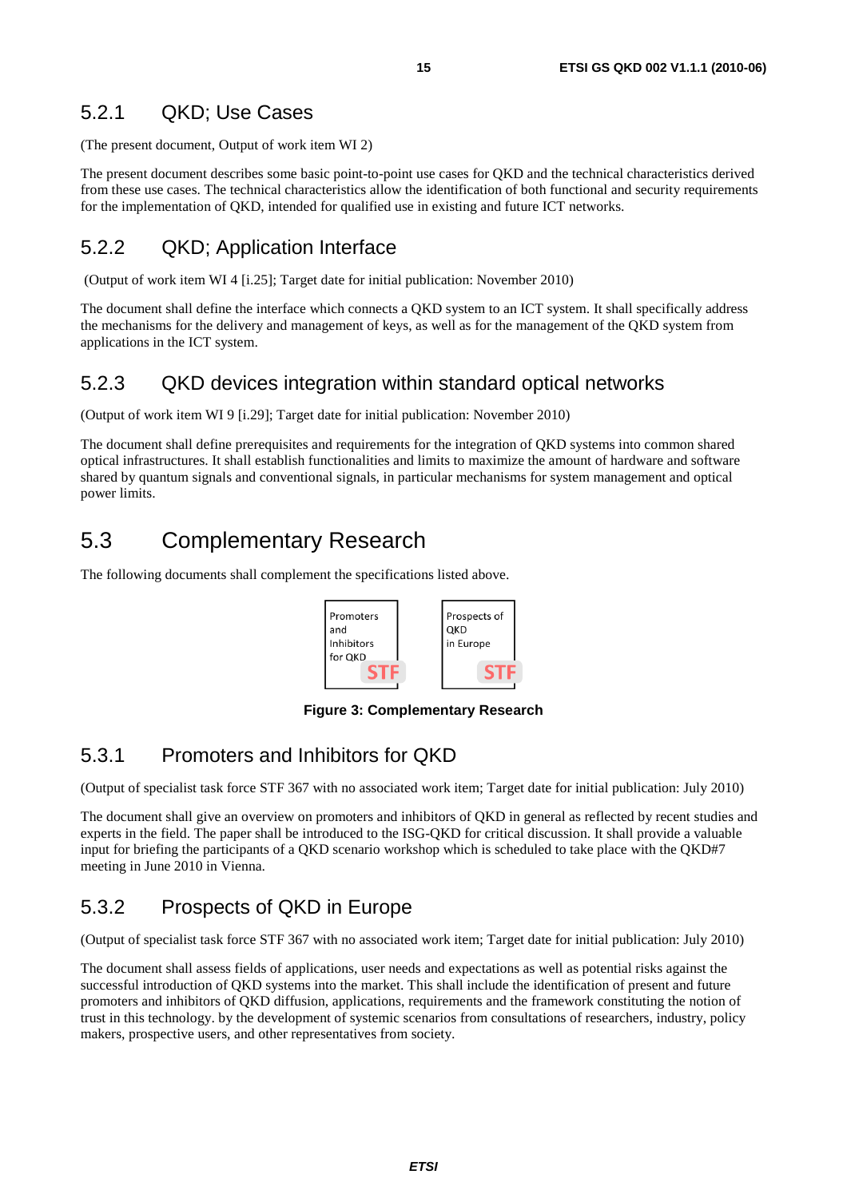### 5.2.1 QKD; Use Cases

(The present document, Output of work item WI 2)

The present document describes some basic point-to-point use cases for QKD and the technical characteristics derived from these use cases. The technical characteristics allow the identification of both functional and security requirements for the implementation of QKD, intended for qualified use in existing and future ICT networks.

### 5.2.2 QKD; Application Interface

(Output of work item WI 4 [i.25]; Target date for initial publication: November 2010)

The document shall define the interface which connects a QKD system to an ICT system. It shall specifically address the mechanisms for the delivery and management of keys, as well as for the management of the QKD system from applications in the ICT system.

### 5.2.3 QKD devices integration within standard optical networks

(Output of work item WI 9 [i.29]; Target date for initial publication: November 2010)

The document shall define prerequisites and requirements for the integration of QKD systems into common shared optical infrastructures. It shall establish functionalities and limits to maximize the amount of hardware and software shared by quantum signals and conventional signals, in particular mechanisms for system management and optical power limits.

## 5.3 Complementary Research

The following documents shall complement the specifications listed above.

Promoters and Inhibitors for QKD — STF

Prospects of QKD in Europe — STF

**Figure 3: Complementary Research**

### 5.3.1 Promoters and Inhibitors for QKD

(Output of specialist task force STF 367 with no associated work item; Target date for initial publication: July 2010)

The document shall give an overview on promoters and inhibitors of QKD in general as reflected by recent studies and experts in the field. The paper shall be introduced to the ISG-QKD for critical discussion. It shall provide a valuable input for briefing the participants of a QKD scenario workshop which is scheduled to take place with the QKD#7 meeting in June 2010 in Vienna.

### 5.3.2 Prospects of QKD in Europe

(Output of specialist task force STF with no associated work item; Target date for initial publication: July 2010)

The document shall assess fields of applications, user needs and expectations as well as potential risks against the successful introduction of QKD systems into the market. This shall include the identification of present and future promoters and inhibitors of QKD diffusion, applications, requirements and the framework constituting the notion of trust in this technology. by the development of systemic scenarios from consultations of researchers, industry, policy makers, prospective users, and other representatives from society.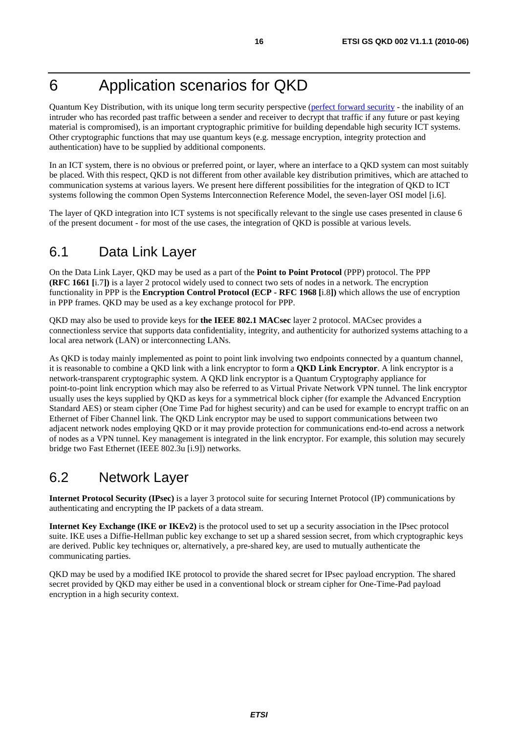# 6 Application scenarios for QKD

Quantum Key Distribution, with its unique long term security perspective (perfect forward security - the inability of an intruder who has recorded past traffic between a sender and receiver to decrypt that traffic if any future or past keying material is compromised), is an important cryptographic primitive for building dependable high security ICT systems. Other cryptographic functions that may use quantum keys (e.g. message encryption, integrity protection and authentication) have to be supplied by additional components.

In an ICT system, there is no obvious or preferred point, or layer, where an interface to a QKD system can most suitably be placed. With this respect, QKD is not different from other available key distribution primitives, which are attached to communication systems at various layers. We present here different possibilities for the integration of QKD to ICT systems following the common Open Systems Interconnection Reference Model, the seven-layer OSI model [i.6].

The layer of QKD integration into ICT systems is not specifically relevant to the single use cases presented in clause 6 of the present document - for most of the use cases, the integration of QKD is possible at various levels.

## 6.1 Data Link Layer

On the Data Link Layer, QKD may be used as a part of the **Point to Point Protocol** (PPP) protocol. The PPP **(RFC 1661 [**i.7**])** is a layer 2 protocol widely used to connect two sets of nodes in a network. The encryption functionality in PPP is the **Encryption Control Protocol (ECP - RFC 1968 [**i.8**])** which allows the use of encryption in PPP frames. QKD may be used as a key exchange protocol for PPP.

QKD may also be used to provide keys for **the IEEE 802.1 MACsec** layer 2 protocol. MACsec provides a connectionless service that supports data confidentiality, integrity, and authenticity for authorized systems attaching to a local area network (LAN) or interconnecting LANs.

As QKD is today mainly implemented as point to point link involving two endpoints connected by a quantum channel, it is reasonable to combine a QKD link with a link encryptor to form a **QKD Link Encryptor**. A link encryptor is a network-transparent cryptographic system. A QKD link encryptor is a Quantum Cryptography appliance for point-to-point link encryption which may also be referred to as Virtual Private Network VPN tunnel. The link encryptor usually uses the keys supplied by QKD as keys for a symmetrical block cipher (for example the Advanced Encryption Standard AES) or steam cipher (One Time Pad for highest security) and can be used for example to encrypt traffic on an Ethernet of Fiber Channel link. The QKD Link encryptor may be used to support communications between two adjacent network nodes employing QKD or it may provide protection for communications end-to-end across a network of nodes as a VPN tunnel. Key management is integrated in the link encryptor. For example, this solution may securely bridge two Fast Ethernet (IEEE 802.3u [i.9]) networks.

## 6.2 Network Layer

**Internet Protocol Security (IPsec)** is a layer 3 protocol suite for securing Internet Protocol (IP) communications by authenticating and encrypting the IP packets of a data stream.

**Internet Key Exchange (IKE or IKEv2)** is the protocol used to set up a security association in the IPsec protocol suite. IKE uses a Diffie-Hellman public key exchange to set up a shared session secret, from which cryptographic keys are derived. Public key techniques or, alternatively, a pre-shared key, are used to mutually authenticate the communicating parties.

QKD may be used by a modified IKE protocol to provide the shared secret for IPsec payload encryption. The shared secret provided by QKD may either be used in a conventional block or stream cipher for One-Time-Pad payload encryption in a high security context.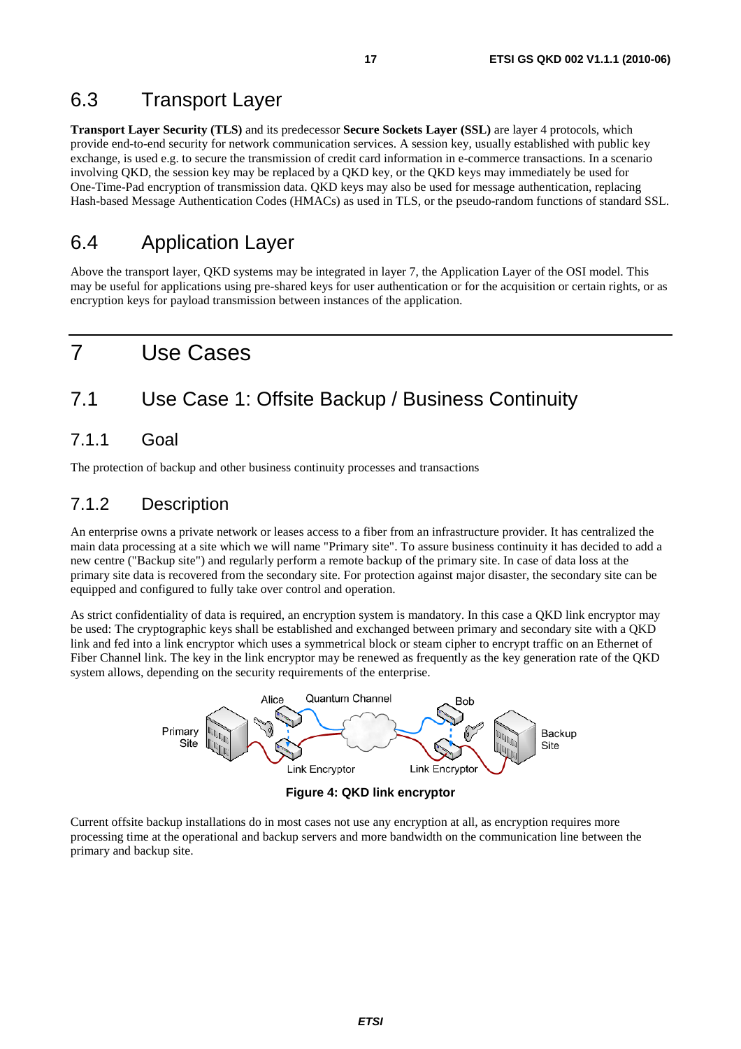## 6.3 Transport Layer

**Transport Layer Security (TLS)** and its predecessor **Secure Sockets Layer (SSL)** are layer 4 protocols, which provide end-to-end security for network communication services. A session key, usually established with public key exchange, is used e.g. to secure the transmission of credit card information in e-commerce transactions. In a scenario involving QKD, the session key may be replaced by a QKD key, or the QKD keys may immediately be used for One-Time-Pad encryption of transmission data. QKD keys may also be used for message authentication, replacing Hash-based Message Authentication Codes (HMACs) as used in TLS, or the pseudo-random functions of standard SSL.

## 6.4 Application Layer

Above the transport layer, QKD systems may be integrated in layer 7, the Application Layer of the OSI model. This may be useful for applications using pre-shared keys for user authentication or for the acquisition or certain rights, or as encryption keys for payload transmission between instances of the application.

# 7 Use Cases

## 7.1 Use Case 1: Offsite Backup / Business Continuity

### 7.1.1 Goal

The protection of backup and other business continuity processes and transactions

### 7.1.2 Description

An enterprise owns a private network or leases access to a fiber from an infrastructure provider. It has centralized the main data processing at a site which we will name "Primary site". To assure business continuity it has decided to add a new centre ("Backup site") and regularly perform a remote backup of the primary site. In case of data loss at the primary site data is recovered from the secondary site. For protection against major disaster, the secondary site can be equipped and configured to fully take over control and operation.

As strict confidentiality of data is required, an encryption system is mandatory. In this case a QKD link encryptor may be used: The cryptographic keys shall be established and exchanged between primary and secondary site with a QKD link and fed into a link encryptor which uses a symmetrical block or steam cipher to encrypt traffic on an Ethernet of Fiber Channel link. The key in the link encryptor may be renewed as frequently as the key generation rate of the QKD system allows, depending on the security requirements of the enterprise.

**Figure 4: QKD link encryptor**

Current offsite backup installations do in most cases not use any encryption at all, as encryption requires more processing time at the operational and backup servers and more bandwidth on the communication line between the primary and backup site.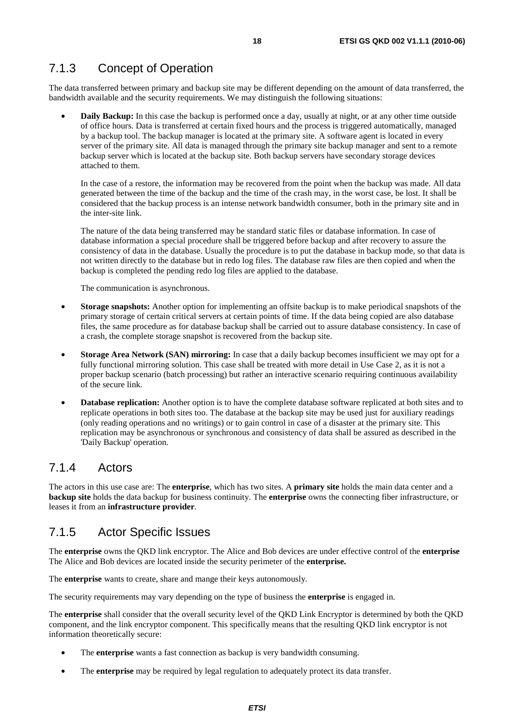## 7.1.3 Concept of Operation

The data transferred between primary and backup site may be different depending on the amount of data transferred, the bandwidth available and the security requirements. We may distinguish the following situations:

- **Daily Backup:** In this case the backup is performed once a day, usually at night, or at any other time outside of office hours. Data is transferred at certain fixed hours and the process is triggered automatically, managed by a backup tool. The backup manager is located at the primary site. A software agent is located in every server of the primary site. All data is managed through the primary site backup manager and sent to a remote backup server which is located at the backup site. Both backup servers have secondary storage devices attached to them.

  In the case of a restore, the information may be recovered from the point when the backup was made. All data generated between the time of the backup and the time of the crash may, in the worst case, be lost. It shall be considered that the backup process is an intense network bandwidth consumer, both in the primary site and in the inter-site link.

  The nature of the data being transferred may be standard static files or database information. In case of database information a special procedure shall be triggered before backup and after recovery to assure the consistency of data in the database. Usually the procedure is to put the database in backup mode, so that data is not written directly to the database but in redo log files. The database raw files are then copied and when the backup is completed the pending redo log files are applied to the database.

  The communication is asynchronous.

- **Storage snapshots:** Another option for implementing an offsite backup is to make periodical snapshots of the primary storage of certain critical servers at certain points of time. If the data being copied are also database files, the same procedure as for database backup shall be carried out to assure database consistency. In case of a crash, the complete storage snapshot is recovered from the backup site.

- **Storage Area Network (SAN) mirroring:** In case that a daily backup becomes insufficient we may opt for a fully functional mirroring solution. This case shall be treated with more detail in Use Case 2, as it is not a proper backup scenario (batch processing) but rather an interactive scenario requiring continuous availability of the secure link.

- **Database replication:** Another option is to have the complete database software replicated at both sites and to replicate operations in both sites too. The database at the backup site may be used just for auxiliary readings (only reading operations and no writings) or to gain control in case of a disaster at the primary site. This replication may be asynchronous or synchronous and consistency of data shall be assured as described in the 'Daily Backup' operation.

## 7.1.4 Actors

The actors in this use case are: The **enterprise**, which has two sites. A **primary site** holds the main data center and a **backup site** holds the data backup for business continuity. The **enterprise** owns the connecting fiber infrastructure, or leases it from an **infrastructure provider**.

## 7.1.5 Actor Specific Issues

The **enterprise** owns the QKD link encryptor. The Alice and Bob devices are under effective control of the **enterprise** The Alice and Bob devices are located inside the security perimeter of the **enterprise.**

The **enterprise** wants to create, share and mange their keys autonomously.

The security requirements may vary depending on the type of business the **enterprise** is engaged in.

The **enterprise** shall consider that the overall security level of the QKD Link Encryptor is determined by both the QKD component, and the link encryptor component. This specifically means that the resulting QKD link encryptor is not information theoretically secure:

- The **enterprise** wants a fast connection as backup is very bandwidth consuming.
- The **enterprise** may be required by legal regulation to adequately protect its data transfer.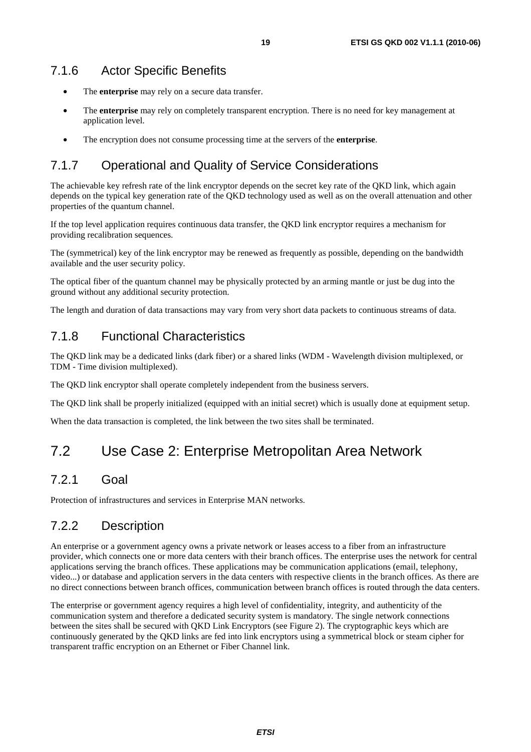### 7.1.6 Actor Specific Benefits

- The **enterprise** may rely on a secure data transfer.
- The **enterprise** may rely on completely transparent encryption. There is no need for key management at application level.
- The encryption does not consume processing time at the servers of the **enterprise**.

### 7.1.7 Operational and Quality of Service Considerations

The achievable key refresh rate of the link encryptor depends on the secret key rate of the QKD link, which again depends on the typical key generation rate of the QKD technology used as well as on the overall attenuation and other properties of the quantum channel.

If the top level application requires continuous data transfer, the QKD link encryptor requires a mechanism for providing recalibration sequences.

The (symmetrical) key of the link encryptor may be renewed as frequently as possible, depending on the bandwidth available and the user security policy.

The optical fiber of the quantum channel may be physically protected by an arming mantle or just be dug into the ground without any additional security protection.

The length and duration of data transactions may vary from very short data packets to continuous streams of data.

### 7.1.8 Functional Characteristics

The QKD link may be a dedicated links (dark fiber) or a shared links (WDM - Wavelength division multiplexed, or TDM - Time division multiplexed).

The QKD link encryptor shall operate completely independent from the business servers.

The QKD link shall be properly initialized (equipped with an initial secret) which is usually done at equipment setup.

When the data transaction is completed, the link between the two sites shall be terminated.

## 7.2 Use Case 2: Enterprise Metropolitan Area Network

### 7.2.1 Goal

Protection of infrastructures and services in Enterprise MAN networks.

### 7.2.2 Description

An enterprise or a government agency owns a private network or leases access to a fiber from an infrastructure provider, which connects one or more data centers with their branch offices. The enterprise uses the network for central applications serving the branch offices. These applications may be communication applications (email, telephony, video...) or database and application servers in the data centers with respective clients in the branch offices. As there are no direct connections between branch offices, communication between branch offices is routed through the data centers.

The enterprise or government agency requires a high level of confidentiality, integrity, and authenticity of the communication system and therefore a dedicated security system is mandatory. The single network connections between the sites shall be secured with QKD Link Encryptors (see Figure 2). The cryptographic keys which are continuously generated by the QKD links are fed into link encryptors using a symmetrical block or steam cipher for transparent traffic encryption on an Ethernet or Fiber Channel link.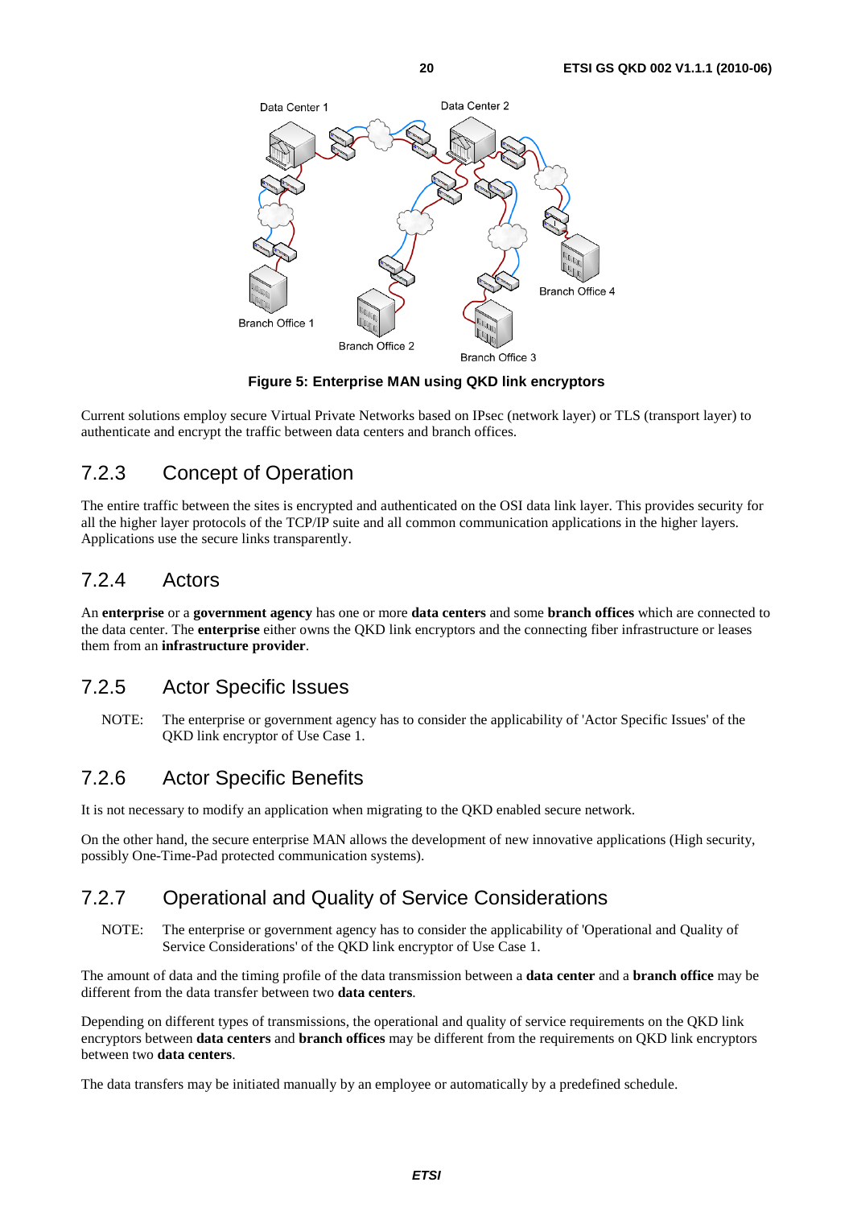Figure 5: Enterprise MAN using QKD link encryptors

Current solutions employ secure Virtual Private Networks based on IPsec (network layer) or TLS (transport layer) to authenticate and encrypt the traffic between data centers and branch offices.

## 7.2.3 Concept of Operation

The entire traffic between the sites is encrypted and authenticated on the OSI data link layer. This provides security for all the higher layer protocols of the TCP/IP suite and all common communication applications in the higher layers. Applications use the secure links transparently.

## 7.2.4 Actors

An **enterprise** or a **government agency** has one or more **data centers** and some **branch offices** which are connected to the data center. The **enterprise** either owns the QKD link encryptors and the connecting fiber infrastructure or leases them from an **infrastructure provider**.

## 7.2.5 Actor Specific Issues

NOTE: The enterprise or government agency has to consider the applicability of 'Actor Specific Issues' of the QKD link encryptor of Use Case 1.

## 7.2.6 Actor Specific Benefits

It is not necessary to modify an application when migrating to the QKD enabled secure network.

On the other hand, the secure enterprise MAN allows the development of new innovative applications (High security, possibly One-Time-Pad protected communication systems).

## 7.2.7 Operational and Quality of Service Considerations

NOTE: The enterprise or government agency has to consider the applicability of 'Operational and Quality of Service Considerations' of the QKD link encryptor of Use Case 1.

The amount of data and the timing profile of the data transmission between a **data center** and a **branch office** may be different from the data transfer between two **data centers**.

Depending on different types of transmissions, the operational and quality of service requirements on the QKD link encryptors between **data centers** and **branch offices** may be different from the requirements on QKD link encryptors between two **data centers**.

The data transfers may be initiated manually by an employee or automatically by a predefined schedule.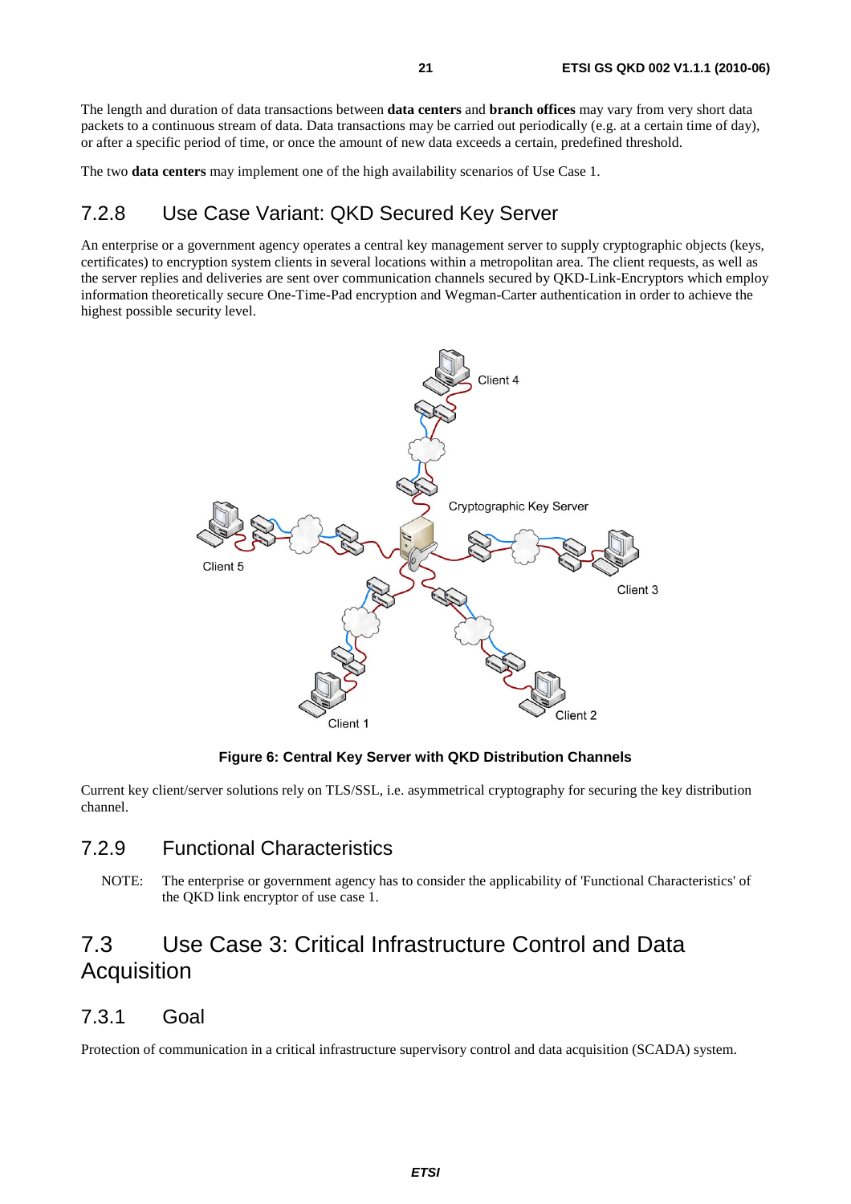The length and duration of data transactions between **data centers** and **branch offices** may vary from very short data packets to a continuous stream of data. Data transactions may be carried out periodically (e.g. at a certain time of day), or after a specific period of time, or once the amount of new data exceeds a certain, predefined threshold.

The two **data centers** may implement one of the high availability scenarios of Use Case 1.

### 7.2.8 Use Case Variant: QKD Secured Key Server

An enterprise or a government agency operates a central key management server to supply cryptographic objects (keys, certificates) to encryption system clients in several locations within a metropolitan area. The client requests, as well as the server replies and deliveries are sent over communication channels secured by QKD-Link-Encryptors which employ information theoretically secure One-Time-Pad encryption and Wegman-Carter authentication in order to achieve the highest possible security level.

**Figure 6: Central Key Server with QKD Distribution Channels**

Current key client/server solutions rely on TLS/SSL, i.e. asymmetrical cryptography for securing the key distribution channel.

### 7.2.9 Functional Characteristics

NOTE: The enterprise or government agency has to consider the applicability of 'Functional Characteristics' of the QKD link encryptor of use case 1.

## 7.3 Use Case 3: Critical Infrastructure Control and Data Acquisition

### 7.3.1 Goal

Protection of communication in a critical infrastructure supervisory control and data acquisition (SCADA) system.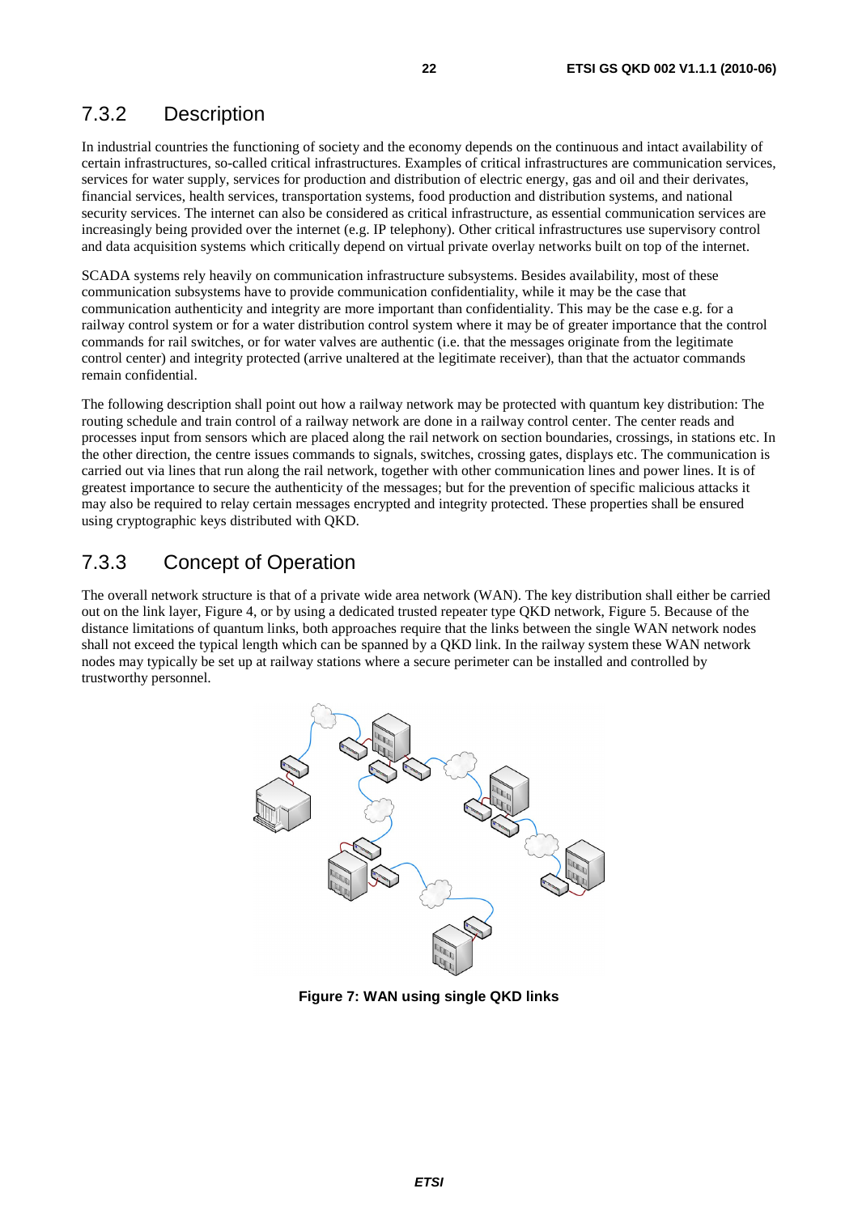### 7.3.2 Description

In industrial countries the functioning of society and the economy depends on the continuous and intact availability of certain infrastructures, so-called critical infrastructures. Examples of critical infrastructures are communication services, services for water supply, services for production and distribution of electric energy, gas and oil and their derivates, financial services, health services, transportation systems, food production and distribution systems, and national security services. The internet can also be considered as critical infrastructure, as essential communication services are increasingly being provided over the internet (e.g. IP telephony). Other critical infrastructures use supervisory control and data acquisition systems which critically depend on virtual private overlay networks built on top of the internet.

SCADA systems rely heavily on communication infrastructure subsystems. Besides availability, most of these communication subsystems have to provide communication confidentiality, while it may be the case that communication authenticity and integrity are more important than confidentiality. This may be the case e.g. for a railway control system or for a water distribution control system where it may be of greater importance that the control commands for rail switches, or for water valves are authentic (i.e. that the messages originate from the legitimate control center) and integrity protected (arrive unaltered at the legitimate receiver), than that the actuator commands remain confidential.

The following description shall point out how a railway network may be protected with quantum key distribution: The routing schedule and train control of a railway network are done in a railway control center. The center reads and processes input from sensors which are placed along the rail network on section boundaries, crossings, in stations etc. In the other direction, the centre issues commands to signals, switches, crossing gates, displays etc. The communication is carried out via lines that run along the rail network, together with other communication lines and power lines. It is of greatest importance to secure the authenticity of the messages; but for the prevention of specific malicious attacks it may also be required to relay certain messages encrypted and integrity protected. These properties shall be ensured using cryptographic keys distributed with QKD.

### 7.3.3 Concept of Operation

The overall network structure is that of a private wide area network (WAN). The key distribution shall either be carried out on the link layer, Figure 4, or by using a dedicated trusted repeater type QKD network, Figure 5. Because of the distance limitations of quantum links, both approaches require that the links between the single WAN network nodes shall not exceed the typical length which can be spanned by a QKD link. In the railway system these WAN network nodes may typically be set up at railway stations where a secure perimeter can be installed and controlled by trustworthy personnel.

**Figure 7: WAN using single QKD links**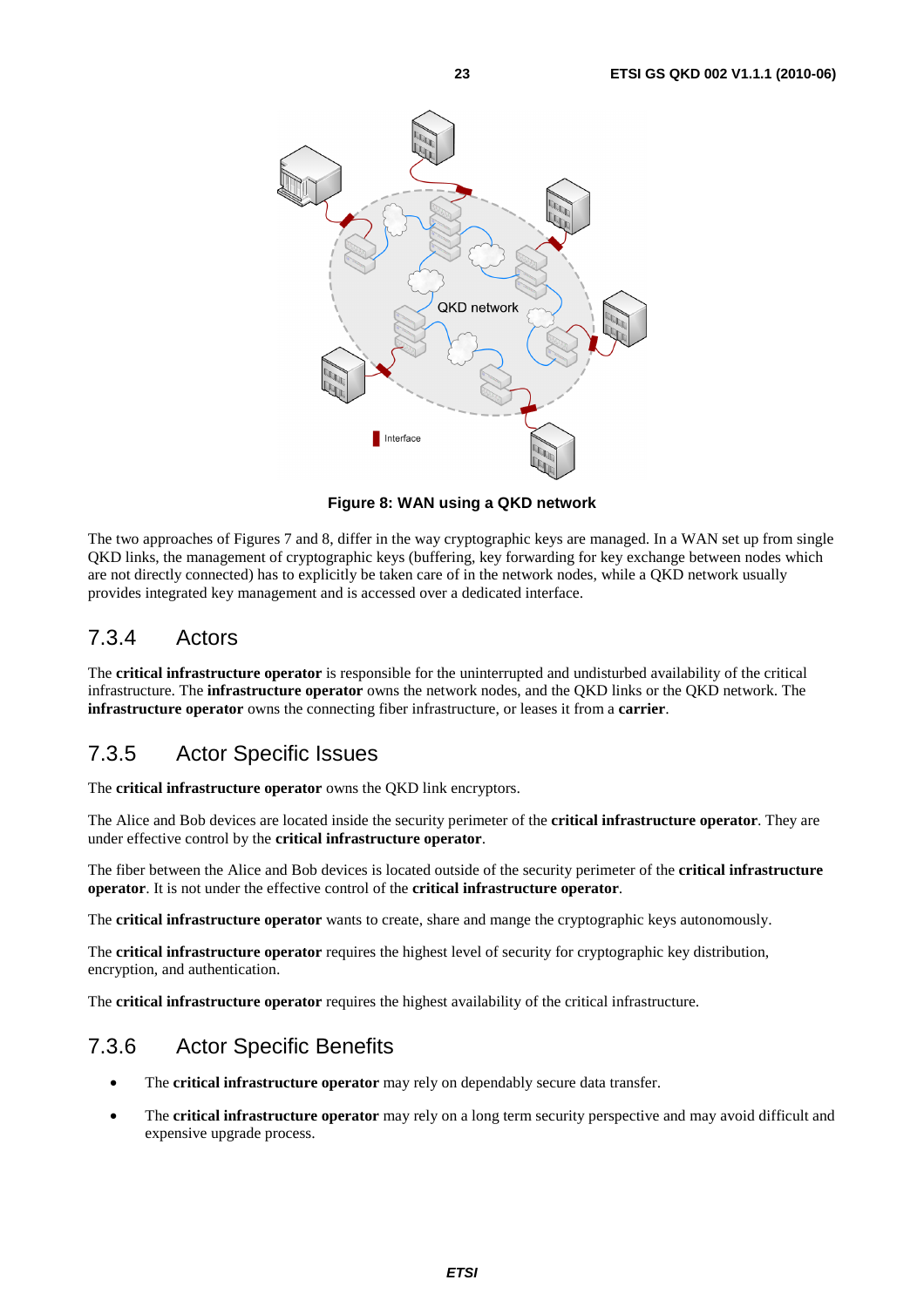**Figure 8: WAN using a QKD network**

The two approaches of Figures 7 and 8, differ in the way cryptographic keys are managed. In a WAN set up from single QKD links, the management of cryptographic keys (buffering, key forwarding for key exchange between nodes which are not directly connected) has to explicitly be taken care of in the network nodes, while a QKD network usually provides integrated key management and is accessed over a dedicated interface.

### 7.3.4 Actors

The **critical infrastructure operator** is responsible for the uninterrupted and undisturbed availability of the critical infrastructure. The **infrastructure operator** owns the network nodes, and the QKD links or the QKD network. The **infrastructure operator** owns the connecting fiber infrastructure, or leases it from a **carrier**.

### 7.3.5 Actor Specific Issues

The **critical infrastructure operator** owns the QKD link encryptors.

The Alice and Bob devices are located inside the security perimeter of the **critical infrastructure operator**. They are under effective control by the **critical infrastructure operator**.

The fiber between the Alice and Bob devices is located outside of the security perimeter of the **critical infrastructure operator**. It is not under the effective control of the **critical infrastructure operator**.

The **critical infrastructure operator** wants to create, share and mange the cryptographic keys autonomously.

The **critical infrastructure operator** requires the highest level of security for cryptographic key distribution, encryption, and authentication.

The **critical infrastructure operator** requires the highest availability of the critical infrastructure.

### 7.3.6 Actor Specific Benefits

- The **critical infrastructure operator** may rely on dependably secure data transfer.
- The **critical infrastructure operator** may rely on a long term security perspective and may avoid difficult and expensive upgrade process.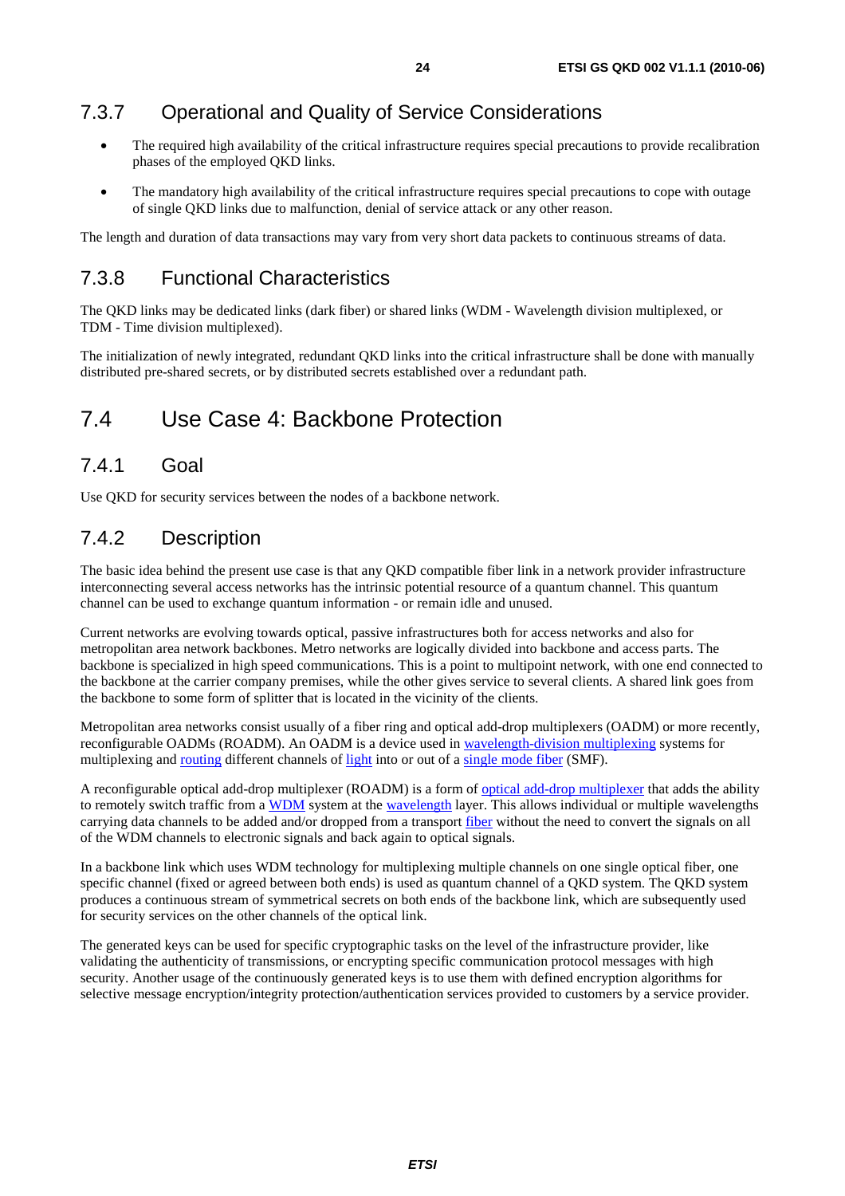### 7.3.7 Operational and Quality of Service Considerations

- The required high availability of the critical infrastructure requires special precautions to provide recalibration phases of the employed QKD links.
- The mandatory high availability of the critical infrastructure requires special precautions to cope with outage of single QKD links due to malfunction, denial of service attack or any other reason.

The length and duration of data transactions may vary from very short data packets to continuous streams of data.

### 7.3.8 Functional Characteristics

The QKD links may be dedicated links (dark fiber) or shared links (WDM - Wavelength division multiplexed, or TDM - Time division multiplexed).

The initialization of newly integrated, redundant QKD links into the critical infrastructure shall be done with manually distributed pre-shared secrets, or by distributed secrets established over a redundant path.

## 7.4 Use Case 4: Backbone Protection

### 7.4.1 Goal

Use QKD for security services between the nodes of a backbone network.

### 7.4.2 Description

The basic idea behind the present use case is that any QKD compatible fiber link in a network provider infrastructure interconnecting several access networks has the intrinsic potential resource of a quantum channel. This quantum channel can be used to exchange quantum information - or remain idle and unused.

Current networks are evolving towards optical, passive infrastructures both for access networks and also for metropolitan area network backbones. Metro networks are logically divided into backbone and access parts. The backbone is specialized in high speed communications. This is a point to multipoint network, with one end connected to the backbone at the carrier company premises, while the other gives service to several clients. A shared link goes from the backbone to some form of splitter that is located in the vicinity of the clients.

Metropolitan area networks consist usually of a fiber ring and optical add-drop multiplexers (OADM) or more recently, reconfigurable OADMs (ROADM). An OADM is a device used in wavelength-division multiplexing systems for multiplexing and routing different channels of light into or out of a single mode fiber (SMF).

A reconfigurable optical add-drop multiplexer (ROADM) is a form of optical add-drop multiplexer that adds the ability to remotely switch traffic from a WDM system at the wavelength layer. This allows individual or multiple wavelengths carrying data channels to be added and/or dropped from a transport fiber without the need to convert the signals on all of the WDM channels to electronic signals and back again to optical signals.

In a backbone link which uses WDM technology for multiplexing multiple channels on one single optical fiber, one specific channel (fixed or agreed between both ends) is used as quantum channel of a QKD system. The QKD system produces a continuous stream of symmetrical secrets on both ends of the backbone link, which are subsequently used for security services on the other channels of the optical link.

The generated keys can be used for specific cryptographic tasks on the level of the infrastructure provider, like validating the authenticity of transmissions, or encrypting specific communication protocol messages with high security. Another usage of the continuously generated keys is to use them with defined encryption algorithms for selective message encryption/integrity protection/authentication services provided to customers by a service provider.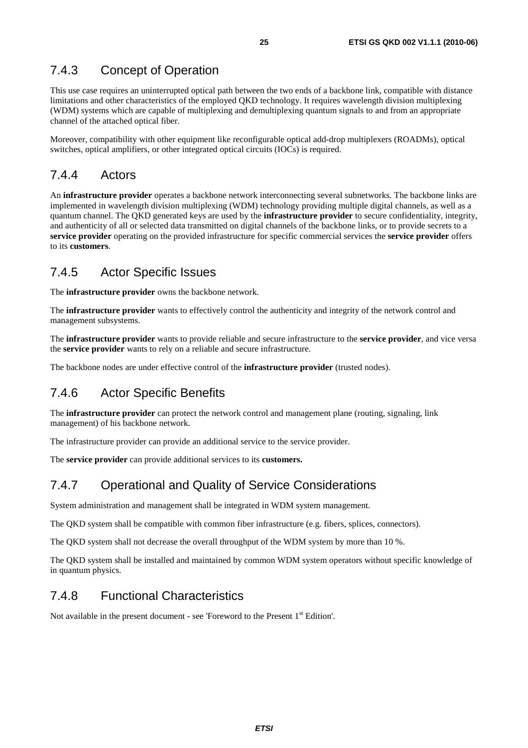### 7.4.3 Concept of Operation

This use case requires an uninterrupted optical path between the two ends of a backbone link, compatible with distance limitations and other characteristics of the employed QKD technology. It requires wavelength division multiplexing (WDM) systems which are capable of multiplexing and demultiplexing quantum signals to and from an appropriate channel of the attached optical fiber.

Moreover, compatibility with other equipment like reconfigurable optical add-drop multiplexers (ROADMs), optical switches, optical amplifiers, or other integrated optical circuits (IOCs) is required.

### 7.4.4 Actors

An **infrastructure provider** operates a backbone network interconnecting several subnetworks. The backbone links are implemented in wavelength division multiplexing (WDM) technology providing multiple digital channels, as well as a quantum channel. The QKD generated keys are used by the **infrastructure provider** to secure confidentiality, integrity, and authenticity of all or selected data transmitted on digital channels of the backbone links, or to provide secrets to a **service provider** operating on the provided infrastructure for specific commercial services the **service provider** offers to its **customers**.

### 7.4.5 Actor Specific Issues

The **infrastructure provider** owns the backbone network.

The **infrastructure provider** wants to effectively control the authenticity and integrity of the network control and management subsystems.

The **infrastructure provider** wants to provide reliable and secure infrastructure to the **service provider**, and vice versa the **service provider** wants to rely on a reliable and secure infrastructure.

The backbone nodes are under effective control of the **infrastructure provider** (trusted nodes).

### 7.4.6 Actor Specific Benefits

The **infrastructure provider** can protect the network control and management plane (routing, signaling, link management) of his backbone network.

The infrastructure provider can provide an additional service to the service provider.

The **service provider** can provide additional services to its **customers.**

### 7.4.7 Operational and Quality of Service Considerations

System administration and management shall be integrated in WDM system management.

The QKD system shall be compatible with common fiber infrastructure (e.g. fibers, splices, connectors).

The QKD system shall not decrease the overall throughput of the WDM system by more than 10 %.

The QKD system shall be installed and maintained by common WDM system operators without specific knowledge of in quantum physics.

### 7.4.8 Functional Characteristics

Not available in the present document - see 'Foreword to the Present 1st Edition'.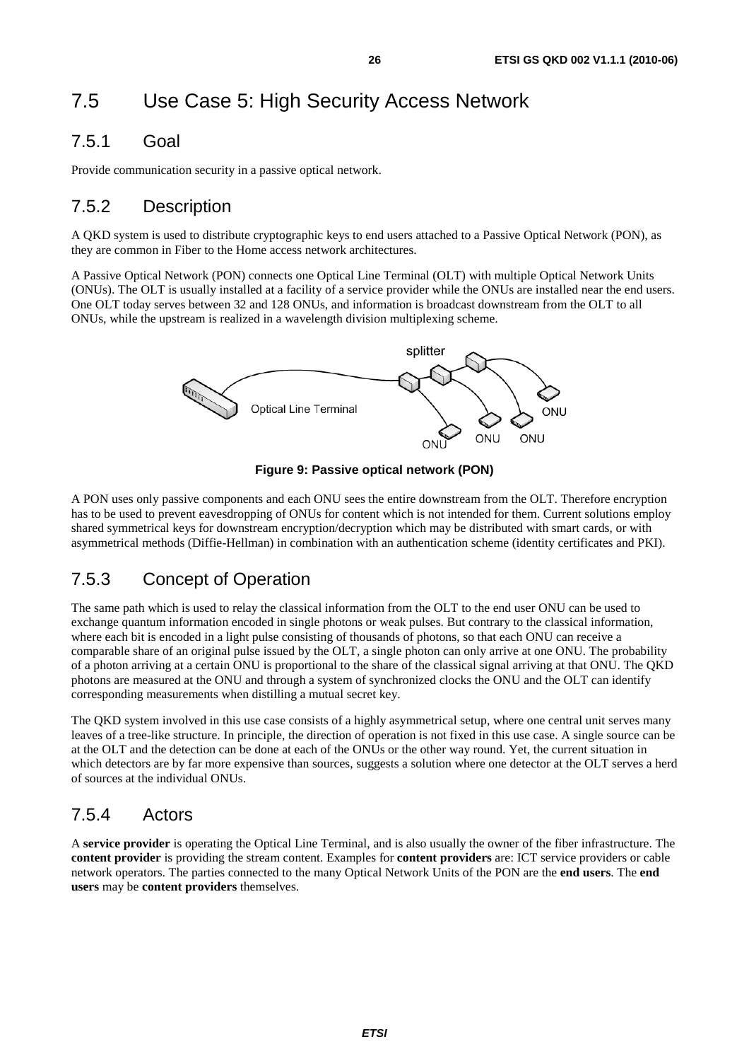## 7.5 Use Case 5: High Security Access Network

### 7.5.1 Goal

Provide communication security in a passive optical network.

### 7.5.2 Description

A QKD system is used to distribute cryptographic keys to end users attached to a Passive Optical Network (PON), as they are common in Fiber to the Home access network architectures.

A Passive Optical Network (PON) connects one Optical Line Terminal (OLT) with multiple Optical Network Units (ONUs). The OLT is usually installed at a facility of a service provider while the ONUs are installed near the end users. One OLT today serves between 32 and 128 ONUs, and information is broadcast downstream from the OLT to all ONUs, while the upstream is realized in a wavelength division multiplexing scheme.

**Figure 9: Passive optical network (PON)**

A PON uses only passive components and each ONU sees the entire downstream from the OLT. Therefore encryption has to be used to prevent eavesdropping of ONUs for content which is not intended for them. Current solutions employ shared symmetrical keys for downstream encryption/decryption which may be distributed with smart cards, or with asymmetrical methods (Diffie-Hellman) in combination with an authentication scheme (identity certificates and PKI).

### 7.5.3 Concept of Operation

The same path which is used to relay the classical information from the OLT to the end user ONU can be used to exchange quantum information encoded in single photons or weak pulses. But contrary to the classical information, where each bit is encoded in a light pulse consisting of thousands of photons, so that each ONU can receive a comparable share of an original pulse issued by the OLT, a single photon can only arrive at one ONU. The probability of a photon arriving at a certain ONU is proportional to the share of the classical signal arriving at that ONU. The QKD photons are measured at the ONU and through a system of synchronized clocks the ONU and the OLT can identify corresponding measurements when distilling a mutual secret key.

The QKD system involved in this use case consists of a highly asymmetrical setup, where one central unit serves many leaves of a tree-like structure. In principle, the direction of operation is not fixed in this use case. A single source can be at the OLT and the detection can be done at each of the ONUs or the other way round. Yet, the current situation in which detectors are by far more expensive than sources, suggests a solution where one detector at the OLT serves a herd of sources at the individual ONUs.

### 7.5.4 Actors

A **service provider** is operating the Optical Line Terminal, and is also usually the owner of the fiber infrastructure. The **content provider** is providing the stream content. Examples for **content providers** are: ICT service providers or cable network operators. The parties connected to the many Optical Network Units of the PON are the **end users**. The **end users** may be **content providers** themselves.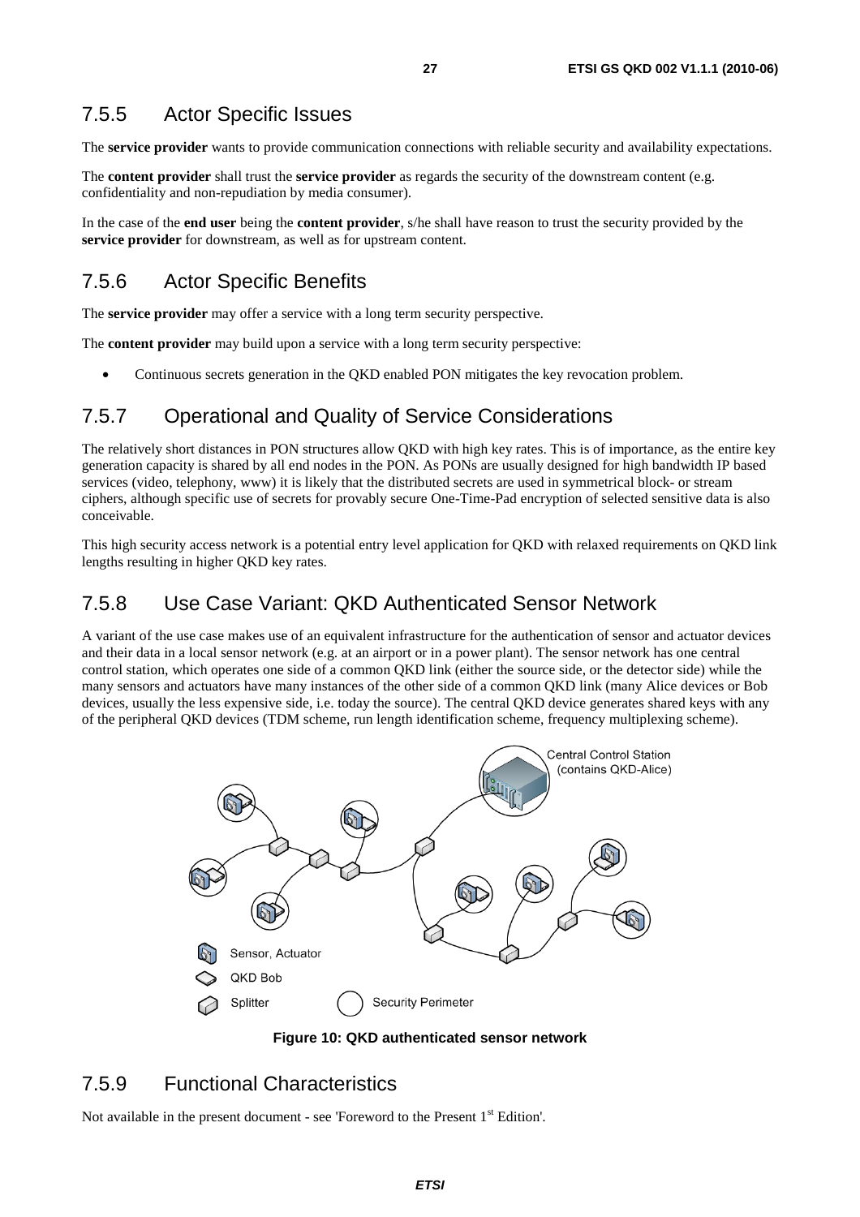### 7.5.5 Actor Specific Issues

The **service provider** wants to provide communication connections with reliable security and availability expectations.

The **content provider** shall trust the **service provider** as regards the security of the downstream content (e.g. confidentiality and non-repudiation by media consumer).

In the case of the **end user** being the **content provider**, s/he shall have reason to trust the security provided by the **service provider** for downstream, as well as for upstream content.

### 7.5.6 Actor Specific Benefits

The **service provider** may offer a service with a long term security perspective.

The **content provider** may build upon a service with a long term security perspective:

- Continuous secrets generation in the QKD enabled PON mitigates the key revocation problem.

### 7.5.7 Operational and Quality of Service Considerations

The relatively short distances in PON structures allow QKD with high key rates. This is of importance, as the entire key generation capacity is shared by all end nodes in the PON. As PONs are usually designed for high bandwidth IP based services (video, telephony, www) it is likely that the distributed secrets are used in symmetrical block- or stream ciphers, although specific use of secrets for provably secure One-Time-Pad encryption of selected sensitive data is also conceivable.

This high security access network is a potential entry level application for QKD with relaxed requirements on QKD link lengths resulting in higher QKD key rates.

### 7.5.8 Use Case Variant: QKD Authenticated Sensor Network

A variant of the use case makes use of an equivalent infrastructure for the authentication of sensor and actuator devices and their data in a local sensor network (e.g. at an airport or in a power plant). The sensor network has one central control station, which operates one side of a common QKD link (either the source side, or the detector side) while the many sensors and actuators have many instances of the other side of a common QKD link (many Alice devices or Bob devices, usually the less expensive side, i.e. today the source). The central QKD device generates shared keys with any of the peripheral QKD devices (TDM scheme, run length identification scheme, frequency multiplexing scheme).

**Figure 10: QKD authenticated sensor network**

### 7.5.9 Functional Characteristics

Not available in the present document - see 'Foreword to the Present 1st Edition'.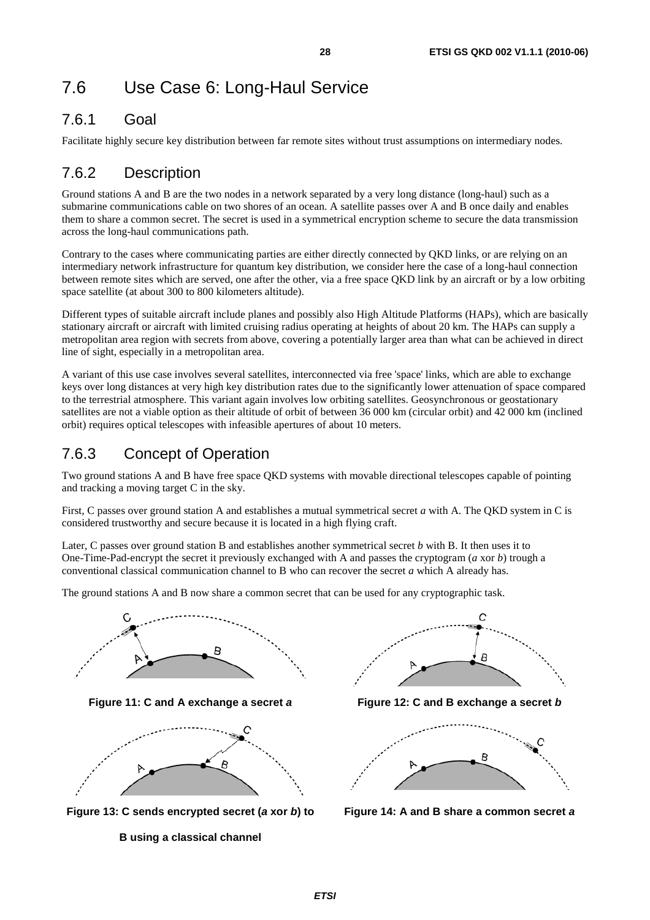## 7.6 Use Case 6: Long-Haul Service

### 7.6.1 Goal

Facilitate highly secure key distribution between far remote sites without trust assumptions on intermediary nodes.

### 7.6.2 Description

Ground stations A and B are the two nodes in a network separated by a very long distance (long-haul) such as a submarine communications cable on two shores of an ocean. A satellite passes over A and B once daily and enables them to share a common secret. The secret is used in a symmetrical encryption scheme to secure the data transmission across the long-haul communications path.

Contrary to the cases where communicating parties are either directly connected by QKD links, or are relying on an intermediary network infrastructure for quantum key distribution, we consider here the case of a long-haul connection between remote sites which are served, one after the other, via a free space QKD link by an aircraft or by a low orbiting space satellite (at about 300 to 800 kilometers altitude).

Different types of suitable aircraft include planes and possibly also High Altitude Platforms (HAPs), which are basically stationary aircraft or aircraft with limited cruising radius operating at heights of about 20 km. The HAPs can supply a metropolitan area region with secrets from above, covering a potentially larger area than what can be achieved in direct line of sight, especially in a metropolitan area.

A variant of this use case involves several satellites, interconnected via free 'space' links, which are able to exchange keys over long distances at very high key distribution rates due to the significantly lower attenuation of space compared to the terrestrial atmosphere. This variant again involves low orbiting satellites. Geosynchronous or geostationary satellites are not a viable option as their altitude of orbit of between 36 000 km (circular orbit) and 42 000 km (inclined orbit) requires optical telescopes with infeasible apertures of about 10 meters.

### 7.6.3 Concept of Operation

Two ground stations A and B have free space QKD systems with movable directional telescopes capable of pointing and tracking a moving target C in the sky.

First, C passes over ground station A and establishes a mutual symmetrical secret *a* with A. The QKD system in C is considered trustworthy and secure because it is located in a high flying craft.

Later, C passes over ground station B and establishes another symmetrical secret *b* with B. It then uses it to One-Time-Pad-encrypt the secret it previously exchanged with A and passes the cryptogram (*a* xor *b*) trough a conventional classical communication channel to B who can recover the secret *a* which A already has.

The ground stations A and B now share a common secret that can be used for any cryptographic task.

**Figure 11: C and A exchange a secret *a***

**Figure 12: C and B exchange a secret *b***

**Figure 13: C sends encrypted secret (*a* xor *b*) to B using a classical channel**

**Figure 14: A and B share a common secret *a***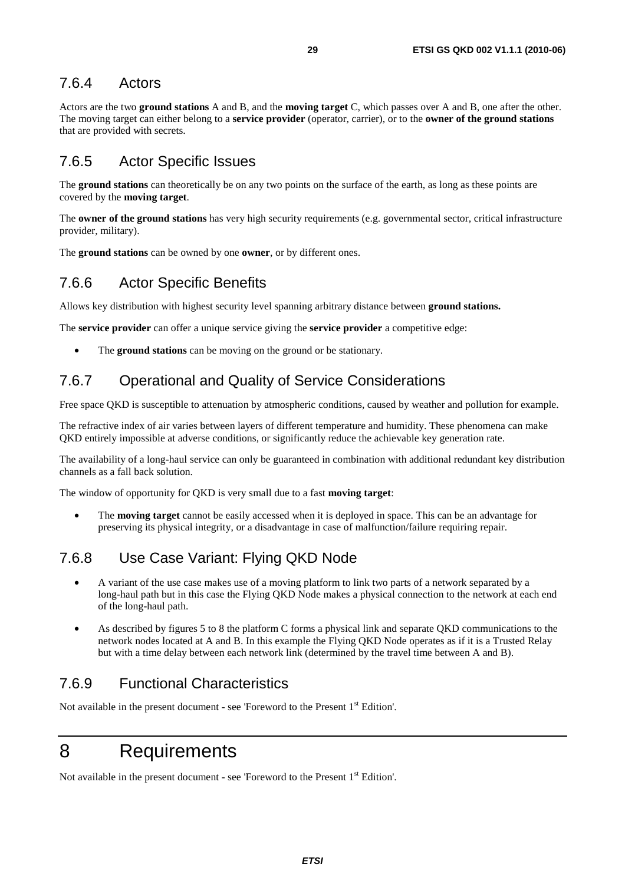### 7.6.4 Actors

Actors are the two **ground stations** A and B, and the **moving target** C, which passes over A and B, one after the other. The moving target can either belong to a **service provider** (operator, carrier), or to the **owner of the ground stations** that are provided with secrets.

### 7.6.5 Actor Specific Issues

The **ground stations** can theoretically be on any two points on the surface of the earth, as long as these points are covered by the **moving target**.

The **owner of the ground stations** has very high security requirements (e.g. governmental sector, critical infrastructure provider, military).

The **ground stations** can be owned by one **owner**, or by different ones.

### 7.6.6 Actor Specific Benefits

Allows key distribution with highest security level spanning arbitrary distance between **ground stations.**

The **service provider** can offer a unique service giving the **service provider** a competitive edge:

- The **ground stations** can be moving on the ground or be stationary.

### 7.6.7 Operational and Quality of Service Considerations

Free space QKD is susceptible to attenuation by atmospheric conditions, caused by weather and pollution for example.

The refractive index of air varies between layers of different temperature and humidity. These phenomena can make QKD entirely impossible at adverse conditions, or significantly reduce the achievable key generation rate.

The availability of a long-haul service can only be guaranteed in combination with additional redundant key distribution channels as a fall back solution.

The window of opportunity for QKD is very small due to a fast **moving target**:

- The **moving target** cannot be easily accessed when it is deployed in space. This can be an advantage for preserving its physical integrity, or a disadvantage in case of malfunction/failure requiring repair.

### 7.6.8 Use Case Variant: Flying QKD Node

- A variant of the use case makes use of a moving platform to link two parts of a network separated by a long-haul path but in this case the Flying QKD Node makes a physical connection to the network at each end of the long-haul path.
- As described by figures 5 to 8 the platform C forms a physical link and separate QKD communications to the network nodes located at A and B. In this example the Flying QKD Node operates as if it is a Trusted Relay but with a time delay between each network link (determined by the travel time between A and B).

### 7.6.9 Functional Characteristics

Not available in the present document - see 'Foreword to the Present 1st Edition'.

# 8 Requirements

Not available in the present document - see 'Foreword to the Present 1st Edition'.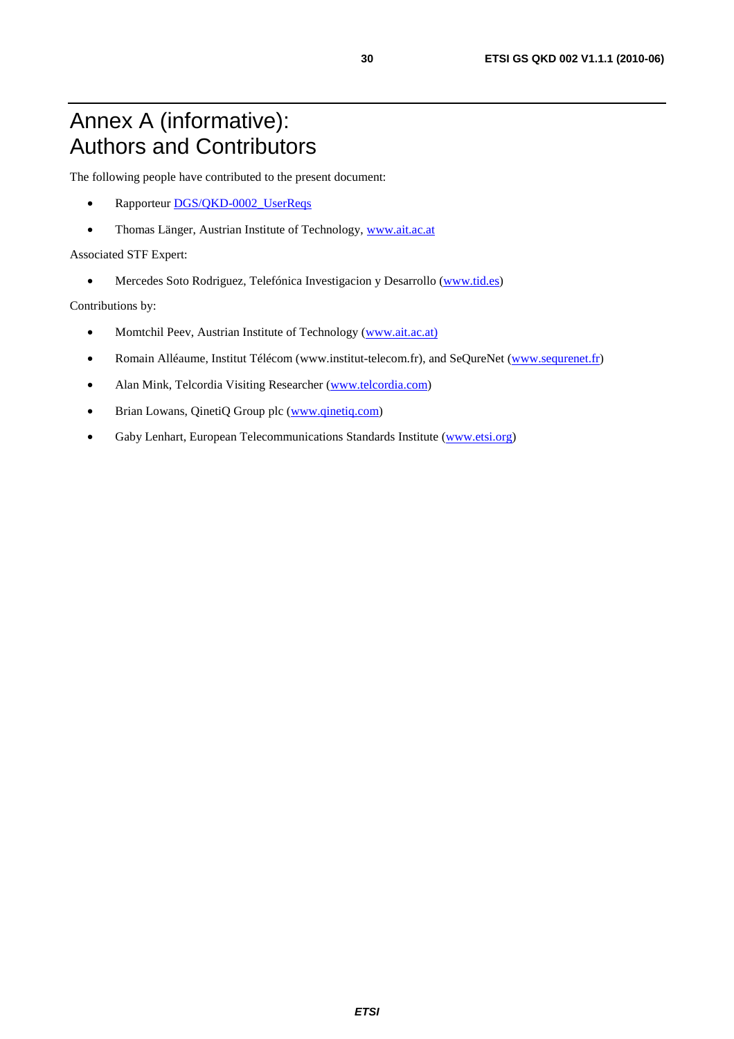# Annex A (informative): Authors and Contributors

The following people have contributed to the present document:

- Rapporteur DGS/QKD-0002_UserReqs
- Thomas Länger, Austrian Institute of Technology, www.ait.ac.at

Associated STF Expert:

- Mercedes Soto Rodriguez, Telefónica Investigacion y Desarrollo (www.tid.es)

Contributions by:

- Momtchil Peev, Austrian Institute of Technology (www.ait.ac.at)
- Romain Alléaume, Institut Télécom (www.institut-telecom.fr), and SeQureNet (www.sequrenet.fr)
- Alan Mink, Telcordia Visiting Researcher (www.telcordia.com)
- Brian Lowans, QinetiQ Group plc (www.qinetiq.com)
- Gaby Lenhart, European Telecommunications Standards Institute (www.etsi.org)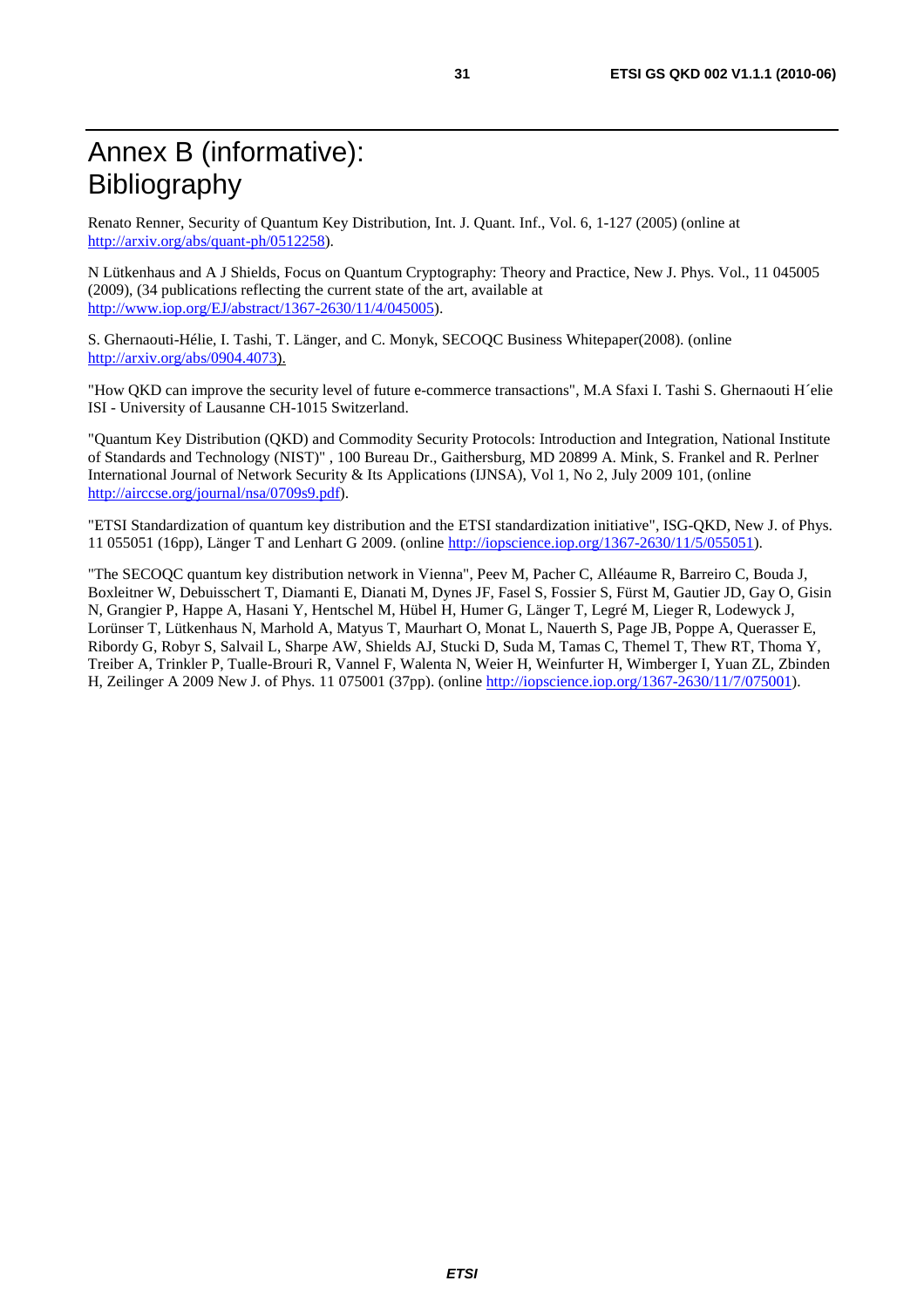# Annex B (informative): Bibliography

Renato Renner, Security of Quantum Key Distribution, Int. J. Quant. Inf., Vol. 6, 1-127 (2005) (online at http://arxiv.org/abs/quant-ph/0512258).

N Lütkenhaus and A J Shields, Focus on Quantum Cryptography: Theory and Practice, New J. Phys. Vol., 11 045005 (2009), (34 publications reflecting the current state of the art, available at http://www.iop.org/EJ/abstract/1367-2630/11/4/045005).

S. Ghernaouti-Hélie, I. Tashi, T. Länger, and C. Monyk, SECOQC Business Whitepaper(2008). (online http://arxiv.org/abs/0904.4073).

"How QKD can improve the security level of future e-commerce transactions", M.A Sfaxi I. Tashi S. Ghernaouti H´elie ISI - University of Lausanne CH-1015 Switzerland.

"Quantum Key Distribution (QKD) and Commodity Security Protocols: Introduction and Integration, National Institute of Standards and Technology (NIST)" , 100 Bureau Dr., Gaithersburg, MD 20899 A. Mink, S. Frankel and R. Perlner International Journal of Network Security & Its Applications (IJNSA), Vol 1, No 2, July 2009 101, (online http://airccse.org/journal/nsa/0709s9.pdf).

"ETSI Standardization of quantum key distribution and the ETSI standardization initiative", ISG-QKD, New J. of Phys. 11 055051 (16pp), Länger T and Lenhart G 2009. (online http://iopscience.iop.org/1367-2630/11/5/055051).

"The SECOQC quantum key distribution network in Vienna", Peev M, Pacher C, Alléaume R, Barreiro C, Bouda J, Boxleitner W, Debuisschert T, Diamanti E, Dianati M, Dynes JF, Fasel S, Fossier S, Fürst M, Gautier JD, Gay O, Gisin N, Grangier P, Happe A, Hasani Y, Hentschel M, Hübel H, Humer G, Länger T, Legré M, Lieger R, Lodewyck J, Lorünser T, Lütkenhaus N, Marhold A, Matyus T, Maurhart O, Monat L, Nauerth S, Page JB, Poppe A, Querasser E, Ribordy G, Robyr S, Salvail L, Sharpe AW, Shields AJ, Stucki D, Suda M, Tamas C, Themel T, Thew RT, Thoma Y, Treiber A, Trinkler P, Tualle-Brouri R, Vannel F, Walenta N, Weier H, Weinfurter H, Wimberger I, Yuan ZL, Zbinden H, Zeilinger A 2009 New J. of Phys. 11 075001 (37pp). (online http://iopscience.iop.org/1367-2630/11/7/075001).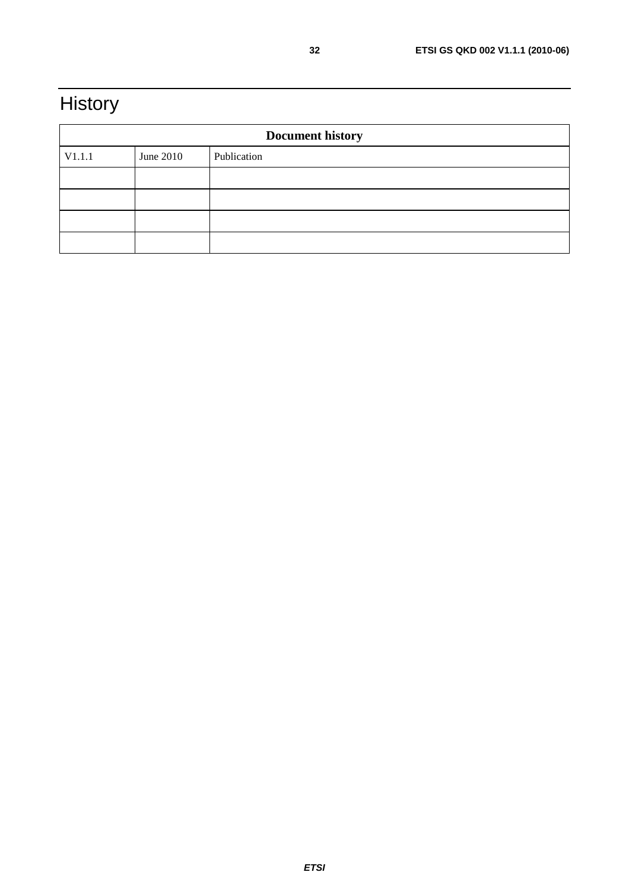# History

| Document history | | |
|---|---|---|
| V1.1.1 | June 2010 | Publication |
| | | |
| | | |
| | | |
| | | |